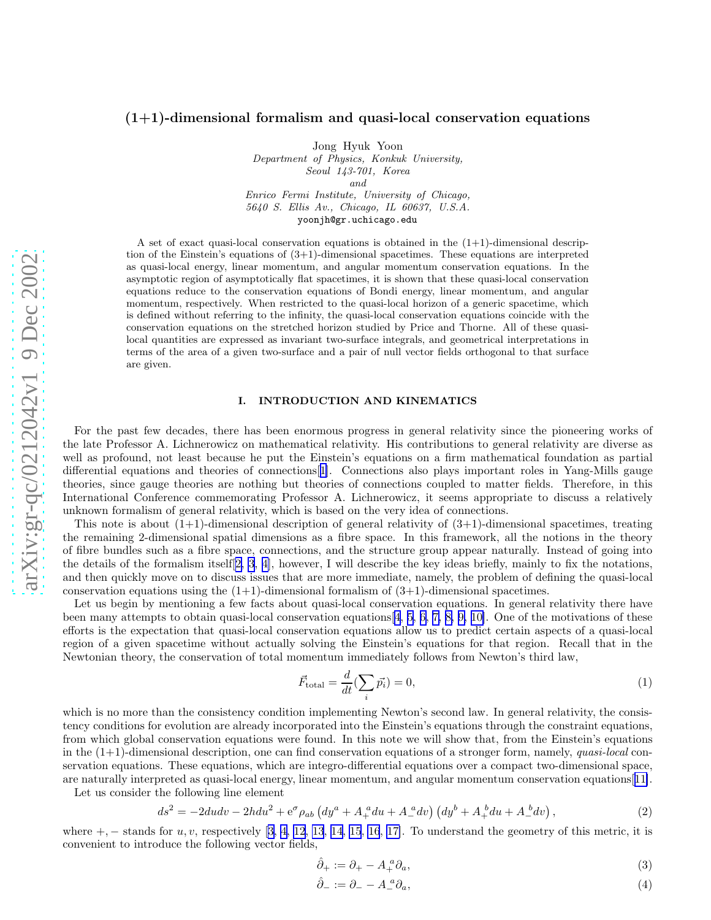# (1+1)-dimensional formalism and quasi-local conservation equations

Jong Hyuk Yoon
*Department of Physics, Konkuk University,*
*Seoul 143-701, Korea*
*and*
*Enrico Fermi Institute, University of Chicago,*
*5640 S. Ellis Av., Chicago, IL 60637, U.S.A.*
yoonjh@gr.uchicago.edu

A set of exact quasi-local conservation equations is obtained in the (1+1)-dimensional description of the Einstein's equations of (3+1)-dimensional spacetimes. These equations are interpreted as quasi-local energy, linear momentum, and angular momentum conservation equations. In the asymptotic region of asymptotically flat spacetimes, it is shown that these quasi-local conservation equations reduce to the conservation equations of Bondi energy, linear momentum, and angular momentum, respectively. When restricted to the quasi-local horizon of a generic spacetime, which is defined without referring to the infinity, the quasi-local conservation equations coincide with the conservation equations on the stretched horizon studied by Price and Thorne. All of these quasi-local quantities are expressed as invariant two-surface integrals, and geometrical interpretations in terms of the area of a given two-surface and a pair of null vector fields orthogonal to that surface are given.

## I. INTRODUCTION AND KINEMATICS

For the past few decades, there has been enormous progress in general relativity since the pioneering works of the late Professor A. Lichnerowicz on mathematical relativity. His contributions to general relativity are diverse as well as profound, not least because he put the Einstein's equations on a firm mathematical foundation as partial differential equations and theories of connections[1]. Connections also plays important roles in Yang-Mills gauge theories, since gauge theories are nothing but theories of connections coupled to matter fields. Therefore, in this International Conference commemorating Professor A. Lichnerowicz, it seems appropriate to discuss a relatively unknown formalism of general relativity, which is based on the very idea of connections.

This note is about (1+1)-dimensional description of general relativity of (3+1)-dimensional spacetimes, treating the remaining 2-dimensional spatial dimensions as a fibre space. In this framework, all the notions in the theory of fibre bundles such as a fibre space, connections, and the structure group appear naturally. Instead of going into the details of the formalism itself[2, 3, 4], however, I will describe the key ideas briefly, mainly to fix the notations, and then quickly move on to discuss issues that are more immediate, namely, the problem of defining the quasi-local conservation equations using the (1+1)-dimensional formalism of (3+1)-dimensional spacetimes.

Let us begin by mentioning a few facts about quasi-local conservation equations. In general relativity there have been many attempts to obtain quasi-local conservation equations[4, 5, 6, 7, 8, 9, 10]. One of the motivations of these efforts is the expectation that quasi-local conservation equations allow us to predict certain aspects of a quasi-local region of a given spacetime without actually solving the Einstein's equations for that region. Recall that in the Newtonian theory, the conservation of total momentum immediately follows from Newton's third law,

$$\vec{F}_{\rm total} = \frac{d}{dt}(\sum_i \vec{p_i}) = 0, \tag{1}$$

which is no more than the consistency condition implementing Newton's second law. In general relativity, the consistency conditions for evolution are already incorporated into the Einstein's equations through the constraint equations, from which global conservation equations were found. In this note we will show that, from the Einstein's equations in the (1+1)-dimensional description, one can find conservation equations of a stronger form, namely, *quasi-local* conservation equations. These equations, which are integro-differential equations over a compact two-dimensional space, are naturally interpreted as quasi-local energy, linear momentum, and angular momentum conservation equations[11].

Let us consider the following line element

$$ds^2 = -2dudv - 2hdu^2 + {\rm e}^{\sigma}\rho_{ab}\left(dy^a + A_+^{\ a}du + A_-^{\ a}dv\right)\left(dy^b + A_+^{\ b}du + A_-^{\ b}dv\right), \tag{2}$$

where $+,-$ stands for $u, v$, respectively [3, 4, 12, 13, 14, 15, 16, 17]. To understand the geometry of this metric, it is convenient to introduce the following vector fields,

$$\hat{\partial}_+ := \partial_+ - A_+^{\ a}\partial_a, \tag{3}$$

$$\hat{\partial}_- := \partial_- - A_-^{\ a}\partial_a, \tag{4}$$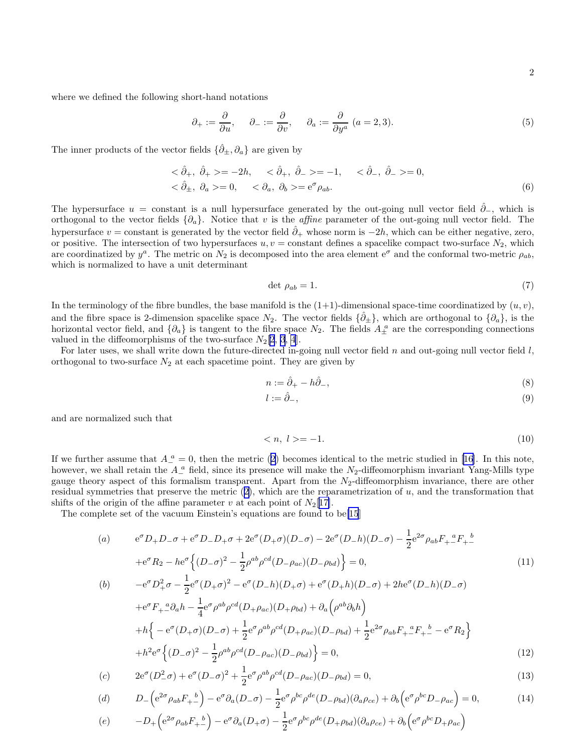where we defined the following short-hand notations

$$
\partial_+ := \frac{\partial}{\partial u}, \quad \partial_- := \frac{\partial}{\partial v}, \quad \partial_a := \frac{\partial}{\partial y^a} \ (a = 2, 3). \tag{5}
$$

The inner products of the vector fields $\{\hat{\partial}_\pm, \partial_a\}$ are given by

$$
\begin{aligned}
&< \hat{\partial}_+,\ \hat{\partial}_+ >= -2h, \quad < \hat{\partial}_+,\ \hat{\partial}_- >= -1, \quad < \hat{\partial}_-,\ \hat{\partial}_- >= 0, \\
&< \hat{\partial}_\pm,\ \partial_a >= 0, \quad < \partial_a,\ \partial_b >= \mathrm{e}^{\sigma}\rho_{ab}.
\end{aligned} \tag{6}
$$

The hypersurface $u$ = constant is a null hypersurface generated by the out-going null vector field $\hat{\partial}_-$, which is orthogonal to the vector fields $\{\partial_a\}$. Notice that $v$ is the *affine* parameter of the out-going null vector field. The hypersurface $v$ = constant is generated by the vector field $\hat{\partial}_+$ whose norm is $-2h$, which can be either negative, zero, or positive. The intersection of two hypersurfaces $u, v$ = constant defines a spacelike compact two-surface $N_2$, which are coordinatized by $y^a$. The metric on $N_2$ is decomposed into the area element $\mathrm{e}^{\sigma}$ and the conformal two-metric $\rho_{ab}$, which is normalized to have a unit determinant

$$
\det\ \rho_{ab} = 1. \tag{7}
$$

In the terminology of the fibre bundles, the base manifold is the (1+1)-dimensional space-time coordinatized by $(u, v)$, and the fibre space is 2-dimension spacelike space $N_2$. The vector fields $\{\hat{\partial}_\pm\}$, which are orthogonal to $\{\partial_a\}$, is the horizontal vector field, and $\{\partial_a\}$ is tangent to the fibre space $N_2$. The fields $A_\pm^{\ a}$ are the corresponding connections valued in the diffeomorphisms of the two-surface $N_2$[2, 3, 4].

For later uses, we shall write down the future-directed in-going null vector field $n$ and out-going null vector field $l$, orthogonal to two-surface $N_2$ at each spacetime point. They are given by

$$
n := \hat{\partial}_+ - h\hat{\partial}_-, \tag{8}
$$

$$
l := \hat{\partial}_-, \tag{9}
$$

and are normalized such that

$$
< n,\ l >= -1. \tag{10}
$$

If we further assume that $A_-^{\ a} = 0$, then the metric (2) becomes identical to the metric studied in [16]. In this note, however, we shall retain the $A_-^{\ a}$ field, since its presence will make the $N_2$-diffeomorphism invariant Yang-Mills type gauge theory aspect of this formalism transparent. Apart from the $N_2$-diffeomorphism invariance, there are other residual symmetries that preserve the metric (2), which are the reparametrization of $u$, and the transformation that shifts of the origin of the affine parameter $v$ at each point of $N_2$[17].

The complete set of the vacuum Einstein's equations are found to be[15]

$$
\begin{aligned}
(a) \qquad & \mathrm{e}^{\sigma}D_+D_-\sigma + \mathrm{e}^{\sigma}D_-D_+\sigma + 2\mathrm{e}^{\sigma}(D_+\sigma)(D_-\sigma) - 2\mathrm{e}^{\sigma}(D_-h)(D_-\sigma) - \frac{1}{2}\mathrm{e}^{2\sigma}\rho_{ab}F_{+-}^{\ \ \ a}F_{+-}^{\ \ \ b} \\
& + \mathrm{e}^{\sigma}R_2 - h\mathrm{e}^{\sigma}\Big\{(D_-\sigma)^2 - \frac{1}{2}\rho^{ab}\rho^{cd}(D_-\rho_{ac})(D_-\rho_{bd})\Big\} = 0,
\end{aligned} \tag{11}
$$

$$
\begin{aligned}
(b) \qquad & -\mathrm{e}^{\sigma}D_+^2\sigma - \frac{1}{2}\mathrm{e}^{\sigma}(D_+\sigma)^2 - \mathrm{e}^{\sigma}(D_-h)(D_+\sigma) + \mathrm{e}^{\sigma}(D_+h)(D_-\sigma) + 2h\mathrm{e}^{\sigma}(D_-h)(D_-\sigma) \\
& + \mathrm{e}^{\sigma}F_{+-}^{\ \ \ a}\partial_a h - \frac{1}{4}\mathrm{e}^{\sigma}\rho^{ab}\rho^{cd}(D_+\rho_{ac})(D_+\rho_{bd}) + \partial_a\Big(\rho^{ab}\partial_b h\Big) \\
& + h\Big\{-\mathrm{e}^{\sigma}(D_+\sigma)(D_-\sigma) + \frac{1}{2}\mathrm{e}^{\sigma}\rho^{ab}\rho^{cd}(D_+\rho_{ac})(D_-\rho_{bd}) + \frac{1}{2}\mathrm{e}^{2\sigma}\rho_{ab}F_{+-}^{\ \ \ a}F_{+-}^{\ \ \ b} - \mathrm{e}^{\sigma}R_2\Big\} \\
& + h^2\mathrm{e}^{\sigma}\Big\{(D_-\sigma)^2 - \frac{1}{2}\rho^{ab}\rho^{cd}(D_-\rho_{ac})(D_-\rho_{bd})\Big\} = 0,
\end{aligned} \tag{12}
$$

$$
(c) \qquad 2\mathrm{e}^{\sigma}(D_-^2\sigma) + \mathrm{e}^{\sigma}(D_-\sigma)^2 + \frac{1}{2}\mathrm{e}^{\sigma}\rho^{ab}\rho^{cd}(D_-\rho_{ac})(D_-\rho_{bd}) = 0, \tag{13}
$$

$$
(d) \qquad D_-\Big(\mathrm{e}^{2\sigma}\rho_{ab}F_{+-}^{\ \ \ b}\Big) - \mathrm{e}^{\sigma}\partial_a(D_-\sigma) - \frac{1}{2}\mathrm{e}^{\sigma}\rho^{bc}\rho^{de}(D_-\rho_{bd})(\partial_a\rho_{ce}) + \partial_b\Big(\mathrm{e}^{\sigma}\rho^{bc}D_-\rho_{ac}\Big) = 0, \tag{14}
$$

$$
(e) \qquad -D_+\Big(\mathrm{e}^{2\sigma}\rho_{ab}F_{+-}^{\ \ \ b}\Big) - \mathrm{e}^{\sigma}\partial_a(D_+\sigma) - \frac{1}{2}\mathrm{e}^{\sigma}\rho^{bc}\rho^{de}(D_+\rho_{bd})(\partial_a\rho_{ce}) + \partial_b\Big(\mathrm{e}^{\sigma}\rho^{bc}D_+\rho_{ac}\Big)
$$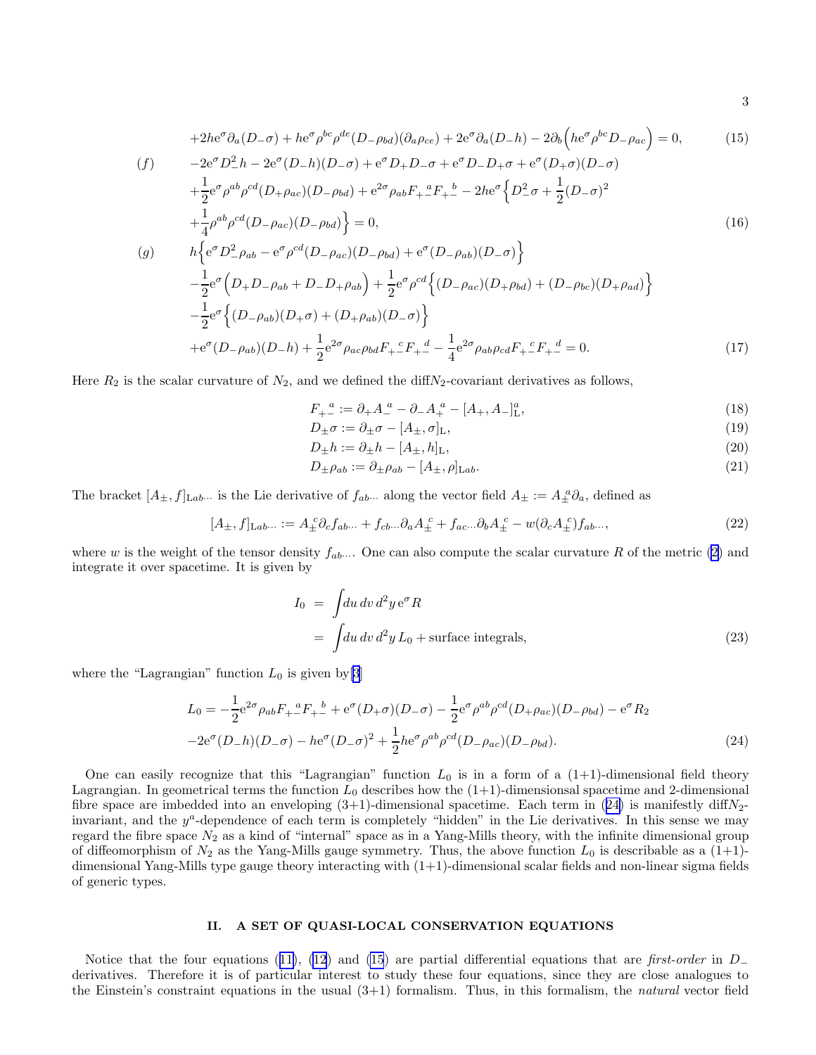$$+2h\mathrm{e}^{\sigma}\partial_a(D_-\sigma) + h\mathrm{e}^{\sigma}\rho^{bc}\rho^{de}(D_-\rho_{bd})(\partial_a\rho_{ce}) + 2\mathrm{e}^{\sigma}\partial_a(D_-h) - 2\partial_b\Big(h\mathrm{e}^{\sigma}\rho^{bc}D_-\rho_{ac}\Big) = 0, \tag{15}$$

$$\begin{aligned}
(f) \qquad & -2\mathrm{e}^{\sigma}D_-^2 h - 2\mathrm{e}^{\sigma}(D_-h)(D_-\sigma) + \mathrm{e}^{\sigma}D_+D_-\sigma + \mathrm{e}^{\sigma}D_-D_+\sigma + \mathrm{e}^{\sigma}(D_+\sigma)(D_-\sigma) \\
& +\frac{1}{2}\mathrm{e}^{\sigma}\rho^{ab}\rho^{cd}(D_+\rho_{ac})(D_-\rho_{bd}) + \mathrm{e}^{2\sigma}\rho_{ab}F_{+-}{}^{a}F_{+-}{}^{b} - 2h\mathrm{e}^{\sigma}\Big\{D_-^2\sigma + \frac{1}{2}(D_-\sigma)^2 \\
& +\frac{1}{4}\rho^{ab}\rho^{cd}(D_-\rho_{ac})(D_-\rho_{bd})\Big\} = 0,
\end{aligned} \tag{16}$$

$$\begin{aligned}
(g) \qquad & h\Big\{\mathrm{e}^{\sigma}D_-^2\rho_{ab} - \mathrm{e}^{\sigma}\rho^{cd}(D_-\rho_{ac})(D_-\rho_{bd}) + \mathrm{e}^{\sigma}(D_-\rho_{ab})(D_-\sigma)\Big\} \\
& -\frac{1}{2}\mathrm{e}^{\sigma}\Big(D_+D_-\rho_{ab} + D_-D_+\rho_{ab}\Big) + \frac{1}{2}\mathrm{e}^{\sigma}\rho^{cd}\Big\{(D_-\rho_{ac})(D_+\rho_{bd}) + (D_-\rho_{bc})(D_+\rho_{ad})\Big\} \\
& -\frac{1}{2}\mathrm{e}^{\sigma}\Big\{(D_-\rho_{ab})(D_+\sigma) + (D_+\rho_{ab})(D_-\sigma)\Big\} \\
& +\mathrm{e}^{\sigma}(D_-\rho_{ab})(D_-h) + \frac{1}{2}\mathrm{e}^{2\sigma}\rho_{ac}\rho_{bd}F_{+-}{}^{c}F_{+-}{}^{d} - \frac{1}{4}\mathrm{e}^{2\sigma}\rho_{ab}\rho_{cd}F_{+-}{}^{c}F_{+-}{}^{d} = 0.
\end{aligned} \tag{17}$$

Here $R_2$ is the scalar curvature of $N_2$, and we defined the diff$N_2$-covariant derivatives as follows,

$$F_{+-}{}^{a} := \partial_+ A_-{}^{a} - \partial_- A_+{}^{a} - [A_+, A_-]^a_{\mathrm{L}}, \tag{18}$$

$$D_\pm\sigma := \partial_\pm\sigma - [A_\pm, \sigma]_{\mathrm{L}}, \tag{19}$$

$$D_\pm h := \partial_\pm h - [A_\pm, h]_{\mathrm{L}}, \tag{20}$$

$$D_\pm\rho_{ab} := \partial_\pm\rho_{ab} - [A_\pm, \rho]_{\mathrm{L}ab}. \tag{21}$$

The bracket $[A_\pm, f]_{\mathrm{L}ab\cdots}$ is the Lie derivative of $f_{ab\cdots}$ along the vector field $A_\pm := A_\pm{}^{a}\partial_a$, defined as

$$[A_\pm, f]_{\mathrm{L}ab\cdots} := A_\pm{}^{c}\partial_c f_{ab\cdots} + f_{cb\cdots}\partial_a A_\pm{}^{c} + f_{ac\cdots}\partial_b A_\pm{}^{c} - w(\partial_c A_\pm{}^{c})f_{ab\cdots}, \tag{22}$$

where $w$ is the weight of the tensor density $f_{ab\cdots}$. One can also compute the scalar curvature $R$ of the metric (2) and integrate it over spacetime. It is given by

$$\begin{aligned}
I_0 &= \int du\, dv\, d^2y\, \mathrm{e}^{\sigma} R \\
&= \int du\, dv\, d^2y\, L_0 + \text{surface integrals},
\end{aligned} \tag{23}$$

where the "Lagrangian" function $L_0$ is given by[3]

$$\begin{aligned}
L_0 = & -\frac{1}{2}\mathrm{e}^{2\sigma}\rho_{ab}F_{+-}{}^{a}F_{+-}{}^{b} + \mathrm{e}^{\sigma}(D_+\sigma)(D_-\sigma) - \frac{1}{2}\mathrm{e}^{\sigma}\rho^{ab}\rho^{cd}(D_+\rho_{ac})(D_-\rho_{bd}) - \mathrm{e}^{\sigma}R_2 \\
& -2\mathrm{e}^{\sigma}(D_-h)(D_-\sigma) - h\mathrm{e}^{\sigma}(D_-\sigma)^2 + \frac{1}{2}h\mathrm{e}^{\sigma}\rho^{ab}\rho^{cd}(D_-\rho_{ac})(D_-\rho_{bd}).
\end{aligned} \tag{24}$$

One can easily recognize that this "Lagrangian" function $L_0$ is in a form of a (1+1)-dimensional field theory Lagrangian. In geometrical terms the function $L_0$ describes how the (1+1)-dimensionsal spacetime and 2-dimensional fibre space are imbedded into an enveloping (3+1)-dimensional spacetime. Each term in (24) is manifestly diff$N_2$-invariant, and the $y^a$-dependence of each term is completely "hidden" in the Lie derivatives. In this sense we may regard the fibre space $N_2$ as a kind of "internal" space as in a Yang-Mills theory, with the infinite dimensional group of diffeomorphism of $N_2$ as the Yang-Mills gauge symmetry. Thus, the above function $L_0$ is describable as a (1+1)-dimensional Yang-Mills type gauge theory interacting with (1+1)-dimensional scalar fields and non-linear sigma fields of generic types.

## II. A SET OF QUASI-LOCAL CONSERVATION EQUATIONS

Notice that the four equations (11), (12) and (15) are partial differential equations that are *first-order* in $D_-$ derivatives. Therefore it is of particular interest to study these four equations, since they are close analogues to the Einstein's constraint equations in the usual (3+1) formalism. Thus, in this formalism, the *natural* vector field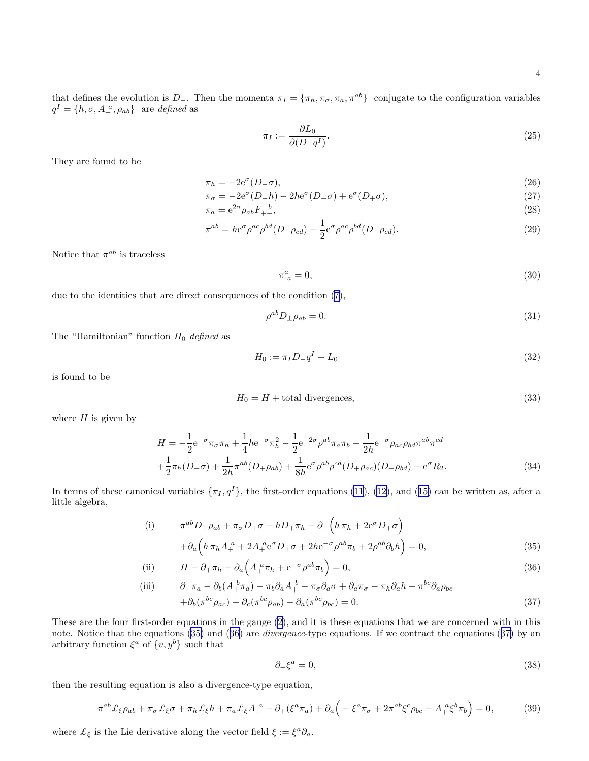that defines the evolution is $D_-$. Then the momenta $\pi_I = \{\pi_h, \pi_\sigma, \pi_a, \pi^{ab}\}$ conjugate to the configuration variables $q^I = \{h, \sigma, A_+^{\ a}, \rho_{ab}\}$ are *defined* as

$$\pi_I := \frac{\partial L_0}{\partial(D_- q^I)}. \tag{25}$$

They are found to be

$$\pi_h = -2\mathrm{e}^{\sigma}(D_-\sigma), \tag{26}$$

$$\pi_\sigma = -2\mathrm{e}^{\sigma}(D_-h) - 2h\mathrm{e}^{\sigma}(D_-\sigma) + \mathrm{e}^{\sigma}(D_+\sigma), \tag{27}$$

$$\pi_a = \mathrm{e}^{2\sigma}\rho_{ab}F_{+-}^{\ \ \ b}, \tag{28}$$

$$\pi^{ab} = h\mathrm{e}^{\sigma}\rho^{ac}\rho^{bd}(D_-\rho_{cd}) - \frac{1}{2}\mathrm{e}^{\sigma}\rho^{ac}\rho^{bd}(D_+\rho_{cd}). \tag{29}$$

Notice that $\pi^{ab}$ is traceless

$$\pi^a_{\ a} = 0, \tag{30}$$

due to the identities that are direct consequences of the condition (7),

$$\rho^{ab}D_\pm\rho_{ab} = 0. \tag{31}$$

The "Hamiltonian" function $H_0$ *defined* as

$$H_0 := \pi_I D_- q^I - L_0 \tag{32}$$

is found to be

$$H_0 = H + \text{total divergences}, \tag{33}$$

where $H$ is given by

$$\begin{aligned} H = &-\frac{1}{2}\mathrm{e}^{-\sigma}\pi_\sigma\pi_h + \frac{1}{4}h\mathrm{e}^{-\sigma}\pi_h^2 - \frac{1}{2}\mathrm{e}^{-2\sigma}\rho^{ab}\pi_a\pi_b + \frac{1}{2h}\mathrm{e}^{-\sigma}\rho_{ac}\rho_{bd}\pi^{ab}\pi^{cd} \\ &+\frac{1}{2}\pi_h(D_+\sigma) + \frac{1}{2h}\pi^{ab}(D_+\rho_{ab}) + \frac{1}{8h}\mathrm{e}^{\sigma}\rho^{ab}\rho^{cd}(D_+\rho_{ac})(D_+\rho_{bd}) + \mathrm{e}^{\sigma}R_2. \end{aligned} \tag{34}$$

In terms of these canonical variables $\{\pi_I, q^I\}$, the first-order equations (11), (12), and (15) can be written as, after a little algebra,

$$\begin{aligned} \text{(i)} \qquad & \pi^{ab}D_+\rho_{ab} + \pi_\sigma D_+\sigma - hD_+\pi_h - \partial_+\Big(h\,\pi_h + 2\mathrm{e}^{\sigma}D_+\sigma\Big) \\ & +\partial_a\Big(h\,\pi_h A_+^{\ a} + 2A_+^{\ a}\mathrm{e}^{\sigma}D_+\sigma + 2h\mathrm{e}^{-\sigma}\rho^{ab}\pi_b + 2\rho^{ab}\partial_b h\Big) = 0, \end{aligned} \tag{35}$$

$$\text{(ii)} \qquad H - \partial_+\pi_h + \partial_a\Big(A_+^{\ a}\pi_h + \mathrm{e}^{-\sigma}\rho^{ab}\pi_b\Big) = 0, \tag{36}$$

$$\begin{aligned} \text{(iii)} \qquad & \partial_+\pi_a - \partial_b(A_+^{\ b}\pi_a) - \pi_b\partial_a A_+^{\ b} - \pi_\sigma\partial_a\sigma + \partial_a\pi_\sigma - \pi_h\partial_a h - \pi^{bc}\partial_a\rho_{bc} \\ & +\partial_b(\pi^{bc}\rho_{ac}) + \partial_c(\pi^{bc}\rho_{ab}) - \partial_a(\pi^{bc}\rho_{bc}) = 0. \end{aligned} \tag{37}$$

These are the four first-order equations in the gauge (2), and it is these equations that we are concerned with in this note. Notice that the equations (35) and (36) are *divergence*-type equations. If we contract the equations (37) by an arbitrary function $\xi^a$ of $\{v, y^b\}$ such that

$$\partial_+\xi^a = 0, \tag{38}$$

then the resulting equation is also a divergence-type equation,

$$\pi^{ab}\pounds_\xi\rho_{ab} + \pi_\sigma\pounds_\xi\sigma + \pi_h\pounds_\xi h + \pi_a\pounds_\xi A_+^{\ a} - \partial_+(\xi^a\pi_a) + \partial_a\Big(-\xi^a\pi_\sigma + 2\pi^{ab}\xi^c\rho_{bc} + A_+^{\ a}\xi^b\pi_b\Big) = 0, \tag{39}$$

where $\pounds_\xi$ is the Lie derivative along the vector field $\xi := \xi^a\partial_a$.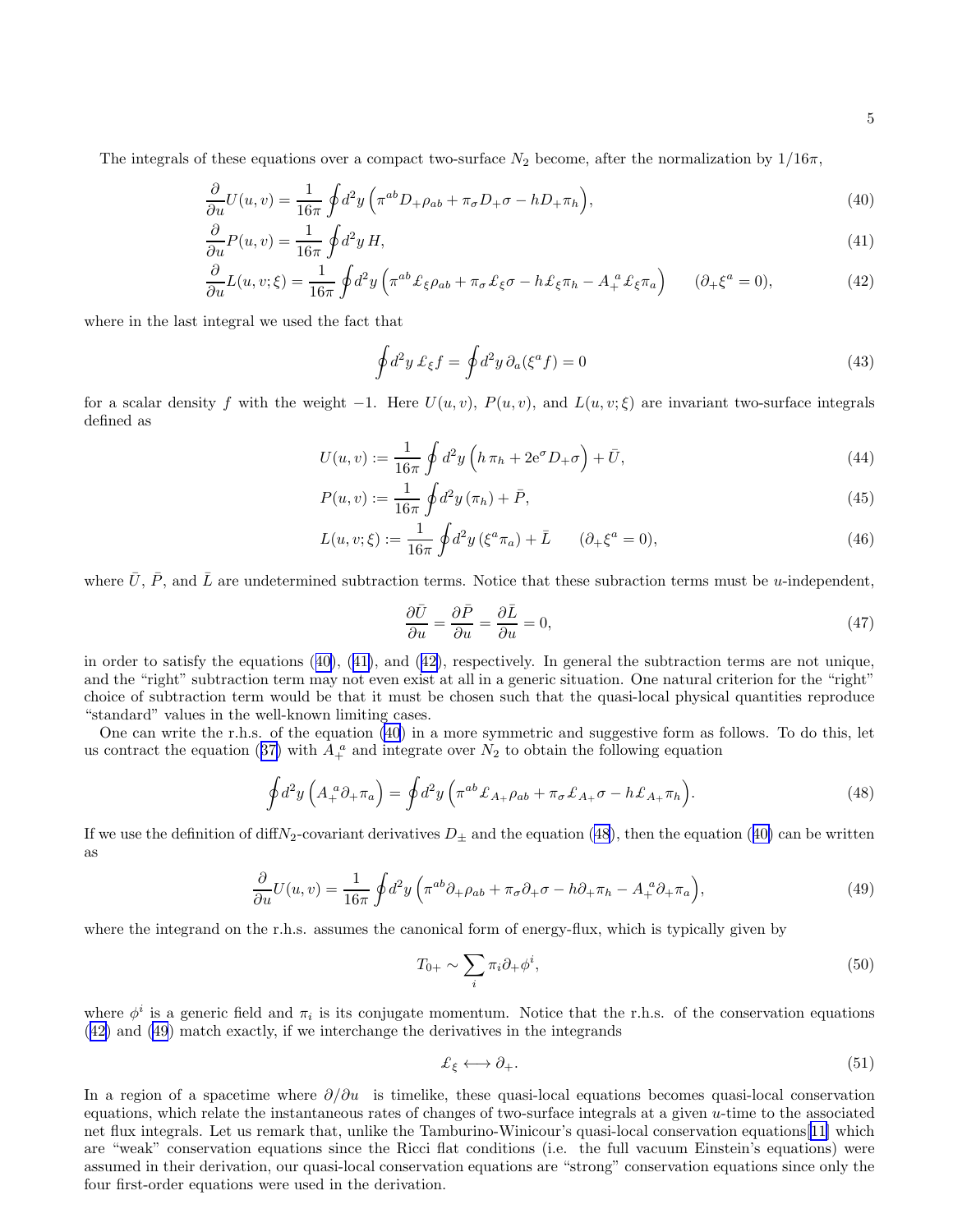The integrals of these equations over a compact two-surface $N_2$ become, after the normalization by $1/16\pi$,

$$\frac{\partial}{\partial u}U(u,v) = \frac{1}{16\pi}\oint d^2y\,\Big(\pi^{ab}D_+\rho_{ab} + \pi_\sigma D_+\sigma - hD_+\pi_h\Big), \tag{40}$$

$$\frac{\partial}{\partial u}P(u,v) = \frac{1}{16\pi}\oint d^2y\, H, \tag{41}$$

$$\frac{\partial}{\partial u}L(u,v;\xi) = \frac{1}{16\pi}\oint d^2y\,\Big(\pi^{ab}\pounds_\xi\rho_{ab} + \pi_\sigma\pounds_\xi\sigma - h\pounds_\xi\pi_h - A_+^{\ a}\pounds_\xi\pi_a\Big) \qquad (\partial_+\xi^a = 0), \tag{42}$$

where in the last integral we used the fact that

$$\oint d^2y\,\pounds_\xi f = \oint d^2y\,\partial_a(\xi^a f) = 0 \tag{43}$$

for a scalar density $f$ with the weight $-1$. Here $U(u,v)$, $P(u,v)$, and $L(u,v;\xi)$ are invariant two-surface integrals defined as

$$U(u,v) := \frac{1}{16\pi}\oint d^2y\,\Big(h\,\pi_h + 2\mathrm{e}^\sigma D_+\sigma\Big) + \bar{U}, \tag{44}$$

$$P(u,v) := \frac{1}{16\pi}\oint d^2y\,(\pi_h) + \bar{P}, \tag{45}$$

$$L(u,v;\xi) := \frac{1}{16\pi}\oint d^2y\,(\xi^a\pi_a) + \bar{L} \qquad (\partial_+\xi^a = 0), \tag{46}$$

where $\bar{U}$, $\bar{P}$, and $\bar{L}$ are undetermined subtraction terms. Notice that these subraction terms must be $u$-independent,

$$\frac{\partial\bar{U}}{\partial u} = \frac{\partial\bar{P}}{\partial u} = \frac{\partial\bar{L}}{\partial u} = 0, \tag{47}$$

in order to satisfy the equations (40), (41), and (42), respectively. In general the subtraction terms are not unique, and the "right" subtraction term may not even exist at all in a generic situation. One natural criterion for the "right" choice of subtraction term would be that it must be chosen such that the quasi-local physical quantities reproduce "standard" values in the well-known limiting cases.

One can write the r.h.s. of the equation (40) in a more symmetric and suggestive form as follows. To do this, let us contract the equation (37) with $A_+^{\ a}$ and integrate over $N_2$ to obtain the following equation

$$\oint d^2y\,\Big(A_+^{\ a}\partial_+\pi_a\Big) = \oint d^2y\,\Big(\pi^{ab}\pounds_{A_+}\rho_{ab} + \pi_\sigma\pounds_{A_+}\sigma - h\pounds_{A_+}\pi_h\Big). \tag{48}$$

If we use the definition of diff$N_2$-covariant derivatives $D_\pm$ and the equation (48), then the equation (40) can be written as

$$\frac{\partial}{\partial u}U(u,v) = \frac{1}{16\pi}\oint d^2y\,\Big(\pi^{ab}\partial_+\rho_{ab} + \pi_\sigma\partial_+\sigma - h\partial_+\pi_h - A_+^{\ a}\partial_+\pi_a\Big), \tag{49}$$

where the integrand on the r.h.s. assumes the canonical form of energy-flux, which is typically given by

$$T_{0+} \sim \sum_i \pi_i\partial_+\phi^i, \tag{50}$$

where $\phi^i$ is a generic field and $\pi_i$ is its conjugate momentum. Notice that the r.h.s. of the conservation equations (42) and (49) match exactly, if we interchange the derivatives in the integrands

$$\pounds_\xi \longleftrightarrow \partial_+. \tag{51}$$

In a region of a spacetime where $\partial/\partial u$ is timelike, these quasi-local equations becomes quasi-local conservation equations, which relate the instantaneous rates of changes of two-surface integrals at a given $u$-time to the associated net flux integrals. Let us remark that, unlike the Tamburino-Winicour's quasi-local conservation equations[11] which are "weak" conservation equations since the Ricci flat conditions (i.e. the full vacuum Einstein's equations) were assumed in their derivation, our quasi-local conservation equations are "strong" conservation equations since only the four first-order equations were used in the derivation.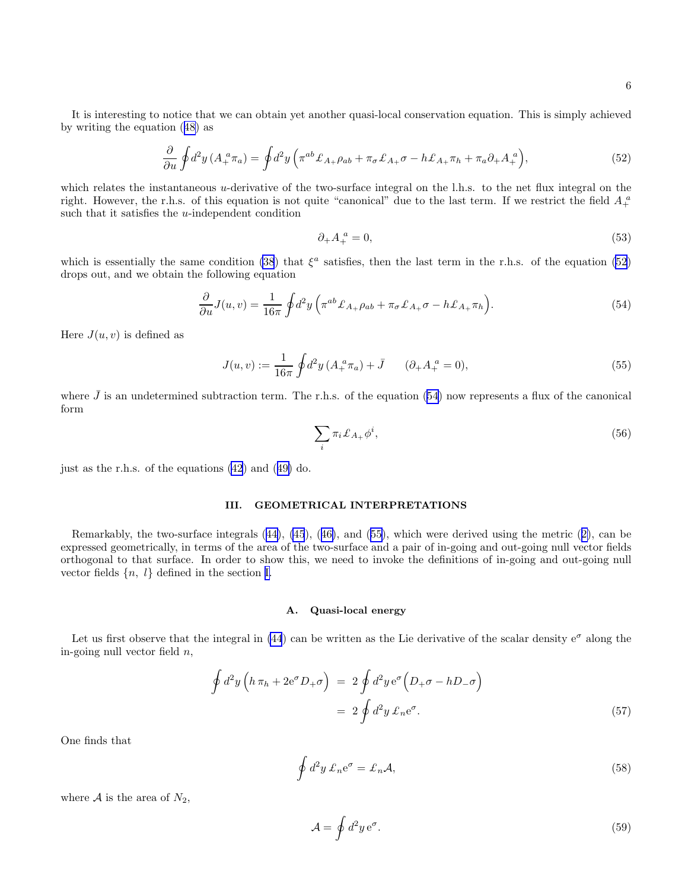It is interesting to notice that we can obtain yet another quasi-local conservation equation. This is simply achieved by writing the equation (48) as

$$\frac{\partial}{\partial u}\oint d^2y\,(A_+^{\ a}\pi_a) = \oint d^2y\,\Big(\pi^{ab}\pounds_{A_+}\rho_{ab} + \pi_\sigma \pounds_{A_+}\sigma - h\pounds_{A_+}\pi_h + \pi_a\partial_+ A_+^{\ a}\Big), \tag{52}$$

which relates the instantaneous $u$-derivative of the two-surface integral on the l.h.s. to the net flux integral on the right. However, the r.h.s. of this equation is not quite "canonical" due to the last term. If we restrict the field $A_+^{\ a}$ such that it satisfies the $u$-independent condition

$$\partial_+ A_+^{\ a} = 0, \tag{53}$$

which is essentially the same condition (38) that $\xi^a$ satisfies, then the last term in the r.h.s. of the equation (52) drops out, and we obtain the following equation

$$\frac{\partial}{\partial u}J(u,v) = \frac{1}{16\pi}\oint d^2y\,\Big(\pi^{ab}\pounds_{A_+}\rho_{ab} + \pi_\sigma\pounds_{A_+}\sigma - h\pounds_{A_+}\pi_h\Big). \tag{54}$$

Here $J(u,v)$ is defined as

$$J(u,v) := \frac{1}{16\pi}\oint d^2y\,(A_+^{\ a}\pi_a) + \bar{J} \qquad (\partial_+ A_+^{\ a} = 0), \tag{55}$$

where $\bar{J}$ is an undetermined subtraction term. The r.h.s. of the equation (54) now represents a flux of the canonical form

$$\sum_i \pi_i \pounds_{A_+}\phi^i, \tag{56}$$

just as the r.h.s. of the equations (42) and (49) do.

## III. GEOMETRICAL INTERPRETATIONS

Remarkably, the two-surface integrals (44), (45), (46), and (55), which were derived using the metric (2), can be expressed geometrically, in terms of the area of the two-surface and a pair of in-going and out-going null vector fields orthogonal to that surface. In order to show this, we need to invoke the definitions of in-going and out-going null vector fields $\{n,\ l\}$ defined in the section I.

### A. Quasi-local energy

Let us first observe that the integral in (44) can be written as the Lie derivative of the scalar density $\mathrm{e}^\sigma$ along the in-going null vector field $n$,

$$\begin{aligned}\oint d^2y\,\Big(h\,\pi_h + 2\mathrm{e}^\sigma D_+\sigma\Big) &= 2\oint d^2y\,\mathrm{e}^\sigma\Big(D_+\sigma - hD_-\sigma\Big)\\ &= 2\oint d^2y\,\pounds_n \mathrm{e}^\sigma.\end{aligned} \tag{57}$$

One finds that

$$\oint d^2y\,\pounds_n\mathrm{e}^\sigma = \pounds_n\mathcal{A}, \tag{58}$$

where $\mathcal{A}$ is the area of $N_2$,

$$\mathcal{A} = \oint d^2y\,\mathrm{e}^\sigma. \tag{59}$$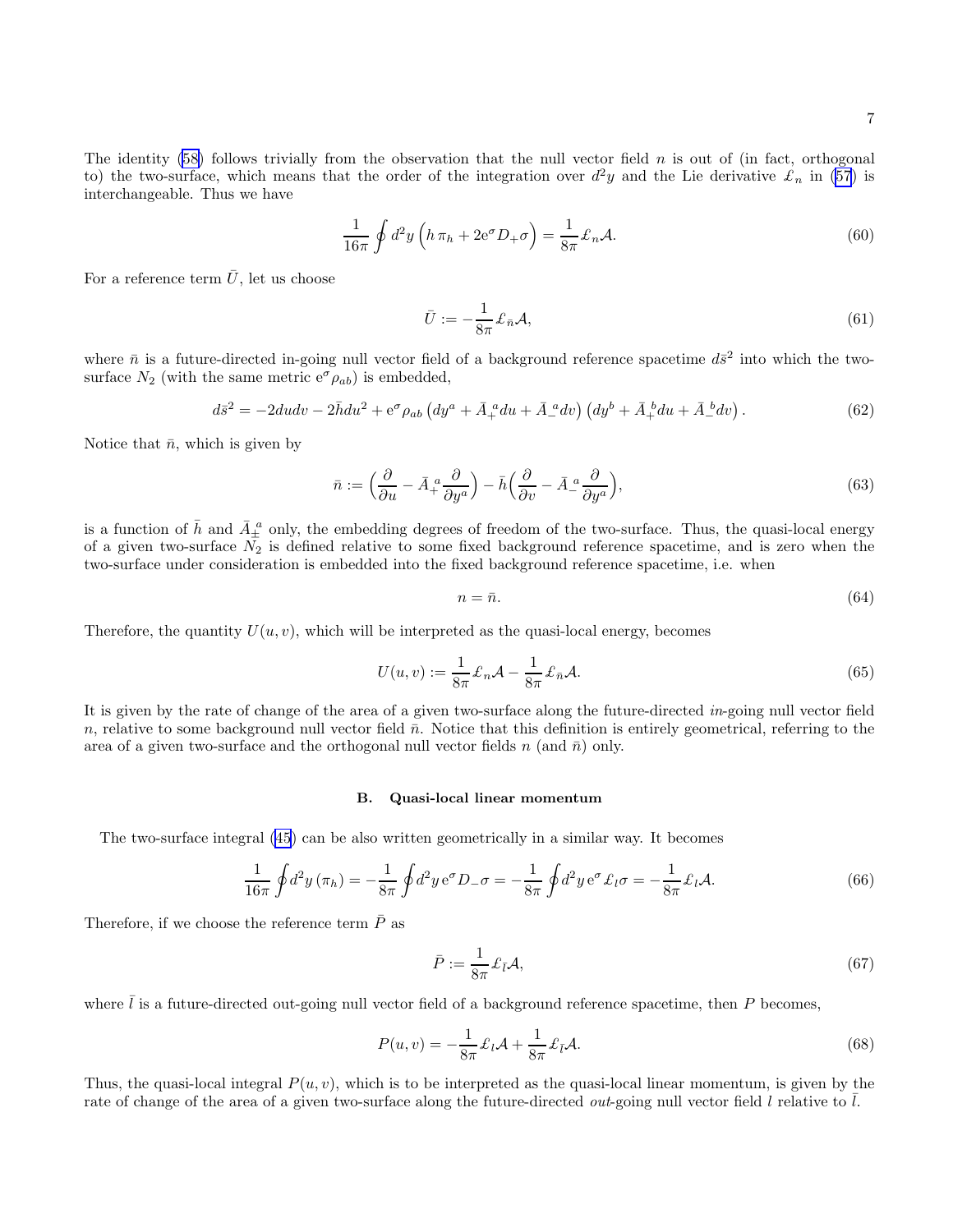The identity (58) follows trivially from the observation that the null vector field $n$ is out of (in fact, orthogonal to) the two-surface, which means that the order of the integration over $d^2y$ and the Lie derivative $\pounds_n$ in (57) is interchangeable. Thus we have

$$\frac{1}{16\pi}\oint d^2y \left(h\,\pi_h + 2\mathrm{e}^{\sigma} D_+\sigma\right) = \frac{1}{8\pi}\pounds_n \mathcal{A}. \tag{60}$$

For a reference term $\bar{U}$, let us choose

$$\bar{U} := -\frac{1}{8\pi}\pounds_{\bar{n}}\mathcal{A}, \tag{61}$$

where $\bar{n}$ is a future-directed in-going null vector field of a background reference spacetime $d\bar{s}^2$ into which the two-surface $N_2$ (with the same metric $\mathrm{e}^{\sigma}\rho_{ab}$) is embedded,

$$d\bar{s}^2 = -2dudv - 2\bar{h}du^2 + \mathrm{e}^{\sigma}\rho_{ab}\left(dy^a + \bar{A}_+{}^a du + \bar{A}_-{}^a dv\right)\left(dy^b + \bar{A}_+{}^b du + \bar{A}_-{}^b dv\right). \tag{62}$$

Notice that $\bar{n}$, which is given by

$$\bar{n} := \Big(\frac{\partial}{\partial u} - \bar{A}_+{}^a \frac{\partial}{\partial y^a}\Big) - \bar{h}\Big(\frac{\partial}{\partial v} - \bar{A}_-{}^a\frac{\partial}{\partial y^a}\Big), \tag{63}$$

is a function of $\bar{h}$ and $\bar{A}_\pm{}^a$ only, the embedding degrees of freedom of the two-surface. Thus, the quasi-local energy of a given two-surface $N_2$ is defined relative to some fixed background reference spacetime, and is zero when the two-surface under consideration is embedded into the fixed background reference spacetime, i.e. when

$$n = \bar{n}. \tag{64}$$

Therefore, the quantity $U(u,v)$, which will be interpreted as the quasi-local energy, becomes

$$U(u,v) := \frac{1}{8\pi}\pounds_n\mathcal{A} - \frac{1}{8\pi}\pounds_{\bar{n}}\mathcal{A}. \tag{65}$$

It is given by the rate of change of the area of a given two-surface along the future-directed *in*-going null vector field $n$, relative to some background null vector field $\bar{n}$. Notice that this definition is entirely geometrical, referring to the area of a given two-surface and the orthogonal null vector fields $n$ (and $\bar{n}$) only.

### B. Quasi-local linear momentum

The two-surface integral (45) can be also written geometrically in a similar way. It becomes

$$\frac{1}{16\pi}\oint d^2y\,(\pi_h) = -\frac{1}{8\pi}\oint d^2y\,\mathrm{e}^{\sigma}D_-\sigma = -\frac{1}{8\pi}\oint d^2y\,\mathrm{e}^{\sigma}\pounds_l\sigma = -\frac{1}{8\pi}\pounds_l\mathcal{A}. \tag{66}$$

Therefore, if we choose the reference term $\bar{P}$ as

$$\bar{P} := \frac{1}{8\pi}\pounds_{\bar{l}}\mathcal{A}, \tag{67}$$

where $\bar{l}$ is a future-directed out-going null vector field of a background reference spacetime, then $P$ becomes,

$$P(u,v) = -\frac{1}{8\pi}\pounds_l\mathcal{A} + \frac{1}{8\pi}\pounds_{\bar{l}}\mathcal{A}. \tag{68}$$

Thus, the quasi-local integral $P(u,v)$, which is to be interpreted as the quasi-local linear momentum, is given by the rate of change of the area of a given two-surface along the future-directed *out*-going null vector field $l$ relative to $\bar{l}$.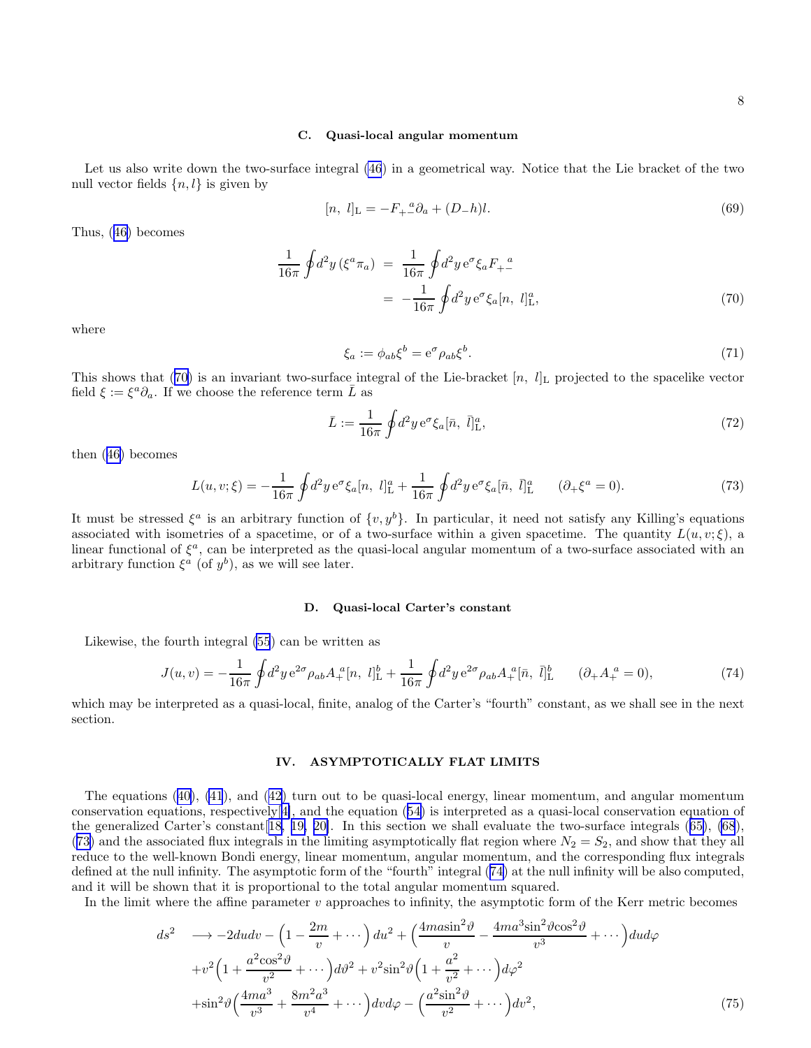### C. Quasi-local angular momentum

Let us also write down the two-surface integral (46) in a geometrical way. Notice that the Lie bracket of the two null vector fields $\{n, l\}$ is given by

$$[n,\ l]_{\rm L} = -F_{+-}{}^{a}\partial_a + (D_- h)l. \tag{69}$$

Thus, (46) becomes

$$\begin{aligned}\frac{1}{16\pi}\oint d^2y\,(\xi^a\pi_a) &= \frac{1}{16\pi}\oint d^2y\,{\rm e}^{\sigma}\xi_a F_{+-}{}^{a} \\ &= -\frac{1}{16\pi}\oint d^2y\,{\rm e}^{\sigma}\xi_a[n,\ l]^a_{\rm L},\end{aligned} \tag{70}$$

where

$$\xi_a := \phi_{ab}\xi^b = {\rm e}^{\sigma}\rho_{ab}\xi^b. \tag{71}$$

This shows that (70) is an invariant two-surface integral of the Lie-bracket $[n,\ l]_{\rm L}$ projected to the spacelike vector field $\xi := \xi^a\partial_a$. If we choose the reference term $\bar{L}$ as

$$\bar{L} := \frac{1}{16\pi}\oint d^2y\,{\rm e}^{\sigma}\xi_a[\bar{n},\ \bar{l}]^a_{\rm L}, \tag{72}$$

then (46) becomes

$$L(u,v;\xi) = -\frac{1}{16\pi}\oint d^2y\,{\rm e}^{\sigma}\xi_a[n,\ l]^a_{\rm L} + \frac{1}{16\pi}\oint d^2y\,{\rm e}^{\sigma}\xi_a[\bar{n},\ \bar{l}]^a_{\rm L} \qquad (\partial_+\xi^a = 0). \tag{73}$$

It must be stressed $\xi^a$ is an arbitrary function of $\{v, y^b\}$. In particular, it need not satisfy any Killing's equations associated with isometries of a spacetime, or of a two-surface within a given spacetime. The quantity $L(u,v;\xi)$, a linear functional of $\xi^a$, can be interpreted as the quasi-local angular momentum of a two-surface associated with an arbitrary function $\xi^a$ (of $y^b$), as we will see later.

### D. Quasi-local Carter's constant

Likewise, the fourth integral (55) can be written as

$$J(u,v) = -\frac{1}{16\pi}\oint d^2y\,{\rm e}^{2\sigma}\rho_{ab}A_+{}^{a}[n,\ l]^b_{\rm L} + \frac{1}{16\pi}\oint d^2y\,{\rm e}^{2\sigma}\rho_{ab}A_+{}^{a}[\bar{n},\ \bar{l}]^b_{\rm L} \qquad (\partial_+ A_+{}^{a} = 0), \tag{74}$$

which may be interpreted as a quasi-local, finite, analog of the Carter's "fourth" constant, as we shall see in the next section.

## IV. ASYMPTOTICALLY FLAT LIMITS

The equations (40), (41), and (42) turn out to be quasi-local energy, linear momentum, and angular momentum conservation equations, respectively[4], and the equation (54) is interpreted as a quasi-local conservation equation of the generalized Carter's constant[18, 19, 20]. In this section we shall evaluate the two-surface integrals (65), (68), (73) and the associated flux integrals in the limiting asymptotically flat region where $N_2 = S_2$, and show that they all reduce to the well-known Bondi energy, linear momentum, angular momentum, and the corresponding flux integrals defined at the null infinity. The asymptotic form of the "fourth" integral (74) at the null infinity will be also computed, and it will be shown that it is proportional to the total angular momentum squared.

In the limit where the affine parameter $v$ approaches to infinity, the asymptotic form of the Kerr metric becomes

$$\begin{aligned}ds^2 \quad &\longrightarrow -2dudv - \Big(1 - \frac{2m}{v} + \cdots\Big)du^2 + \Big(\frac{4ma\sin^2\vartheta}{v} - \frac{4ma^3\sin^2\vartheta\cos^2\vartheta}{v^3} + \cdots\Big)dud\varphi \\ &+ v^2\Big(1 + \frac{a^2\cos^2\vartheta}{v^2} + \cdots\Big)d\vartheta^2 + v^2\sin^2\vartheta\Big(1 + \frac{a^2}{v^2} + \cdots\Big)d\varphi^2 \\ &+ \sin^2\vartheta\Big(\frac{4ma^3}{v^3} + \frac{8m^2a^3}{v^4} + \cdots\Big)dvd\varphi - \Big(\frac{a^2\sin^2\vartheta}{v^2} + \cdots\Big)dv^2,\end{aligned} \tag{75}$$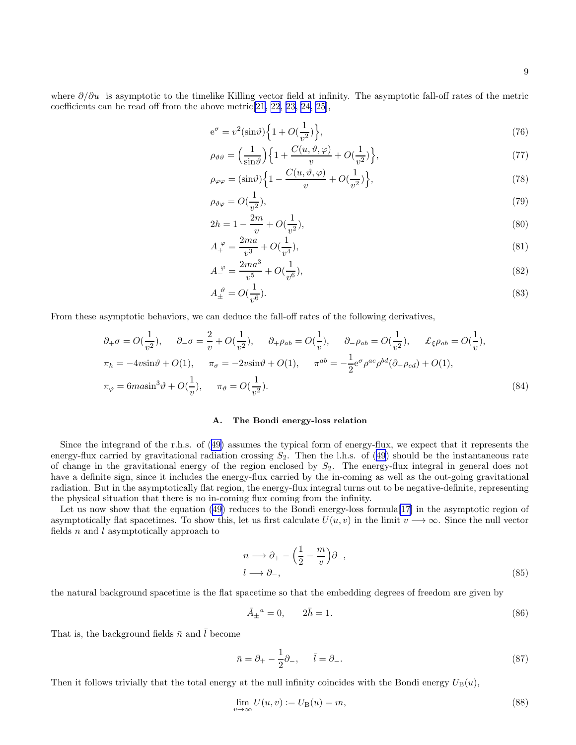where $\partial/\partial u$ is asymptotic to the timelike Killing vector field at infinity. The asymptotic fall-off rates of the metric coefficients can be read off from the above metric[21, 22, 23, 24, 25],

$$
\mathrm{e}^{\sigma} = v^2(\sin\vartheta)\Big\{1 + O(\frac{1}{v^2})\Big\}, \tag{76}
$$

$$
\rho_{\vartheta\vartheta} = \Big(\frac{1}{\sin\vartheta}\Big)\Big\{1 + \frac{C(u,\vartheta,\varphi)}{v} + O(\frac{1}{v^2})\Big\}, \tag{77}
$$

$$
\rho_{\varphi\varphi} = (\sin\vartheta)\Big\{1 - \frac{C(u,\vartheta,\varphi)}{v} + O(\frac{1}{v^2})\Big\}, \tag{78}
$$

$$
\rho_{\vartheta\varphi} = O(\frac{1}{v^2}), \tag{79}
$$

$$
2h = 1 - \frac{2m}{v} + O(\frac{1}{v^2}), \tag{80}
$$

$$
A_{+}^{\ \varphi} = \frac{2ma}{v^3} + O(\frac{1}{v^4}), \tag{81}
$$

$$
A_{-}^{\ \varphi} = \frac{2ma^3}{v^5} + O(\frac{1}{v^6}), \tag{82}
$$

$$
A_{\pm}^{\ \vartheta} = O(\frac{1}{v^6}). \tag{83}
$$

From these asymptotic behaviors, we can deduce the fall-off rates of the following derivatives,

$$
\begin{aligned}
&\partial_{+}\sigma = O(\frac{1}{v^2}), \quad \partial_{-}\sigma = \frac{2}{v} + O(\frac{1}{v^2}), \quad \partial_{+}\rho_{ab} = O(\frac{1}{v}), \quad \partial_{-}\rho_{ab} = O(\frac{1}{v^2}), \quad \pounds_{\xi}\rho_{ab} = O(\frac{1}{v}),\\
&\pi_h = -4v\sin\vartheta + O(1), \quad \pi_\sigma = -2v\sin\vartheta + O(1), \quad \pi^{ab} = -\frac{1}{2}\mathrm{e}^{\sigma}\rho^{ac}\rho^{bd}(\partial_{+}\rho_{cd}) + O(1),\\
&\pi_\varphi = 6ma\sin^3\vartheta + O(\frac{1}{v}), \quad \pi_\vartheta = O(\frac{1}{v^2}).
\end{aligned} \tag{84}
$$

### A. The Bondi energy-loss relation

Since the integrand of the r.h.s. of (49) assumes the typical form of energy-flux, we expect that it represents the energy-flux carried by gravitational radiation crossing $S_2$. Then the l.h.s. of (49) should be the instantaneous rate of change in the gravitational energy of the region enclosed by $S_2$. The energy-flux integral in general does not have a definite sign, since it includes the energy-flux carried by the in-coming as well as the out-going gravitational radiation. But in the asymptotically flat region, the energy-flux integral turns out to be negative-definite, representing the physical situation that there is no in-coming flux coming from the infinity.

Let us now show that the equation (49) reduces to the Bondi energy-loss formula[17] in the asymptotic region of asymptotically flat spacetimes. To show this, let us first calculate $U(u,v)$ in the limit $v \longrightarrow \infty$. Since the null vector fields $n$ and $l$ asymptotically approach to

$$
\begin{aligned}
&n \longrightarrow \partial_{+} - \Big(\frac{1}{2} - \frac{m}{v}\Big)\partial_{-},\\
&l \longrightarrow \partial_{-},
\end{aligned} \tag{85}
$$

the natural background spacetime is the flat spacetime so that the embedding degrees of freedom are given by

$$
\bar{A}_{\pm}^{\ a} = 0, \quad 2\bar{h} = 1. \tag{86}
$$

That is, the background fields $\bar{n}$ and $\bar{l}$ become

$$
\bar{n} = \partial_{+} - \frac{1}{2}\partial_{-}, \quad \bar{l} = \partial_{-}. \tag{87}
$$

Then it follows trivially that the total energy at the null infinity coincides with the Bondi energy $U_{\mathrm{B}}(u)$,

$$
\lim_{v\to\infty} U(u,v) := U_{\mathrm{B}}(u) = m, \tag{88}
$$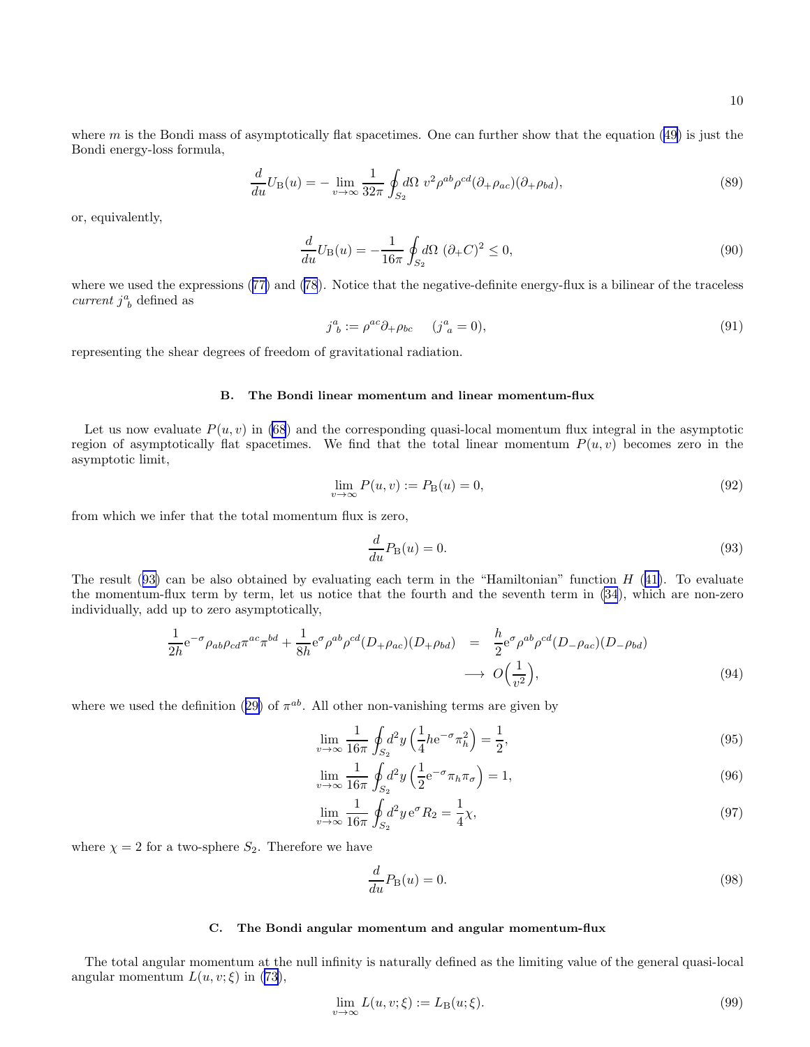where $m$ is the Bondi mass of asymptotically flat spacetimes. One can further show that the equation (49) is just the Bondi energy-loss formula,

$$\frac{d}{du}U_{\rm B}(u) = -\lim_{v\to\infty}\frac{1}{32\pi}\oint_{S_2} d\Omega\ v^2\rho^{ab}\rho^{cd}(\partial_+\rho_{ac})(\partial_+\rho_{bd}), \tag{89}$$

or, equivalently,

$$\frac{d}{du}U_{\rm B}(u) = -\frac{1}{16\pi}\oint_{S_2} d\Omega\ (\partial_+ C)^2 \le 0, \tag{90}$$

where we used the expressions (77) and (78). Notice that the negative-definite energy-flux is a bilinear of the traceless *current* $j^a{}_b$ defined as

$$j^a{}_b := \rho^{ac}\partial_+\rho_{bc} \qquad (j^a{}_a = 0), \tag{91}$$

representing the shear degrees of freedom of gravitational radiation.

### B. The Bondi linear momentum and linear momentum-flux

Let us now evaluate $P(u,v)$ in (68) and the corresponding quasi-local momentum flux integral in the asymptotic region of asymptotically flat spacetimes. We find that the total linear momentum $P(u,v)$ becomes zero in the asymptotic limit,

$$\lim_{v\to\infty} P(u,v) := P_{\rm B}(u) = 0, \tag{92}$$

from which we infer that the total momentum flux is zero,

$$\frac{d}{du}P_{\rm B}(u) = 0. \tag{93}$$

The result (93) can be also obtained by evaluating each term in the "Hamiltonian" function $H$ (41). To evaluate the momentum-flux term by term, let us notice that the fourth and the seventh term in (34), which are non-zero individually, add up to zero asymptotically,

$$\begin{aligned}
\frac{1}{2h}{\rm e}^{-\sigma}\rho_{ab}\rho_{cd}\pi^{ac}\pi^{bd} + \frac{1}{8h}{\rm e}^{\sigma}\rho^{ab}\rho^{cd}(D_+\rho_{ac})(D_+\rho_{bd}) &= \frac{h}{2}{\rm e}^{\sigma}\rho^{ab}\rho^{cd}(D_-\rho_{ac})(D_-\rho_{bd}) \\
&\longrightarrow\ O\Big(\frac{1}{v^2}\Big),
\end{aligned} \tag{94}$$

where we used the definition (29) of $\pi^{ab}$. All other non-vanishing terms are given by

$$\lim_{v\to\infty}\frac{1}{16\pi}\oint_{S_2} d^2y\left(\frac{1}{4}h{\rm e}^{-\sigma}\pi_h^2\right) = \frac{1}{2}, \tag{95}$$

$$\lim_{v\to\infty}\frac{1}{16\pi}\oint_{S_2} d^2y\left(\frac{1}{2}{\rm e}^{-\sigma}\pi_h\pi_\sigma\right) = 1, \tag{96}$$

$$\lim_{v\to\infty}\frac{1}{16\pi}\oint_{S_2} d^2y\,{\rm e}^{\sigma}R_2 = \frac{1}{4}\chi, \tag{97}$$

where $\chi = 2$ for a two-sphere $S_2$. Therefore we have

$$\frac{d}{du}P_{\rm B}(u) = 0. \tag{98}$$

### C. The Bondi angular momentum and angular momentum-flux

The total angular momentum at the null infinity is naturally defined as the limiting value of the general quasi-local angular momentum $L(u,v;\xi)$ in (73),

$$\lim_{v\to\infty} L(u,v;\xi) := L_{\rm B}(u;\xi). \tag{99}$$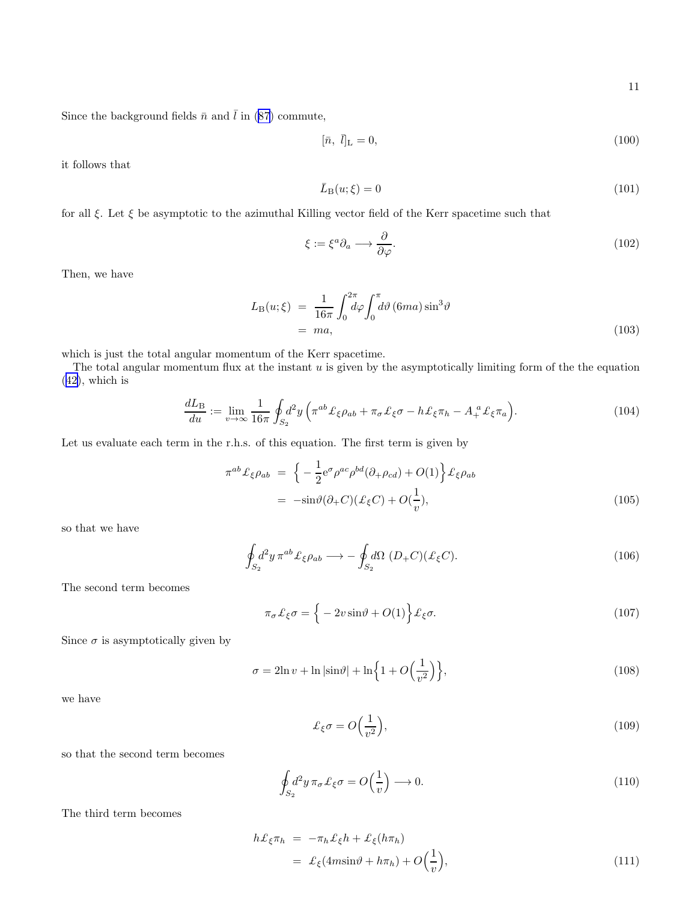Since the background fields $\bar{n}$ and $\bar{l}$ in (87) commute,

$$[\bar{n},\ \bar{l}]_{\rm L} = 0, \tag{100}$$

it follows that

$$\bar{L}_{\rm B}(u;\xi) = 0 \tag{101}$$

for all $\xi$. Let $\xi$ be asymptotic to the azimuthal Killing vector field of the Kerr spacetime such that

$$\xi := \xi^a \partial_a \longrightarrow \frac{\partial}{\partial\varphi}. \tag{102}$$

Then, we have

$$\begin{aligned} L_{\rm B}(u;\xi) &= \frac{1}{16\pi}\int_0^{2\pi}\!d\varphi\int_0^{\pi}\!d\vartheta\,(6ma)\sin^3\vartheta \\ &= ma, \end{aligned} \tag{103}$$

which is just the total angular momentum of the Kerr spacetime.

The total angular momentum flux at the instant $u$ is given by the asymptotically limiting form of the the equation (42), which is

$$\frac{dL_{\rm B}}{du} := \lim_{v\to\infty}\frac{1}{16\pi}\oint_{S_2} d^2y\,\Big(\pi^{ab}\pounds_\xi\rho_{ab} + \pi_\sigma\pounds_\xi\sigma - h\pounds_\xi\pi_h - A_+^{\ a}\pounds_\xi\pi_a\Big). \tag{104}$$

Let us evaluate each term in the r.h.s. of this equation. The first term is given by

$$\begin{aligned} \pi^{ab}\pounds_\xi\rho_{ab} &= \Big\{-\frac{1}{2}{\rm e}^{\sigma}\rho^{ac}\rho^{bd}(\partial_+\rho_{cd}) + O(1)\Big\}\pounds_\xi\rho_{ab} \\ &= -\sin\vartheta(\partial_+ C)(\pounds_\xi C) + O(\frac{1}{v}), \end{aligned} \tag{105}$$

so that we have

$$\oint_{S_2} d^2y\,\pi^{ab}\pounds_\xi\rho_{ab} \longrightarrow -\oint_{S_2} d\Omega\ (D_+C)(\pounds_\xi C). \tag{106}$$

The second term becomes

$$\pi_\sigma\pounds_\xi\sigma = \Big\{-2v\sin\vartheta + O(1)\Big\}\pounds_\xi\sigma. \tag{107}$$

Since $\sigma$ is asymptotically given by

$$\sigma = 2\ln v + \ln|\sin\vartheta| + \ln\Big\{1 + O\Big(\frac{1}{v^2}\Big)\Big\}, \tag{108}$$

we have

$$\pounds_\xi\sigma = O\Big(\frac{1}{v^2}\Big), \tag{109}$$

so that the second term becomes

$$\oint_{S_2} d^2y\,\pi_\sigma\pounds_\xi\sigma = O\Big(\frac{1}{v}\Big) \longrightarrow 0. \tag{110}$$

The third term becomes

$$\begin{aligned} h\pounds_\xi\pi_h &= -\pi_h\pounds_\xi h + \pounds_\xi(h\pi_h) \\ &= \pounds_\xi(4m\sin\vartheta + h\pi_h) + O\Big(\frac{1}{v}\Big), \end{aligned} \tag{111}$$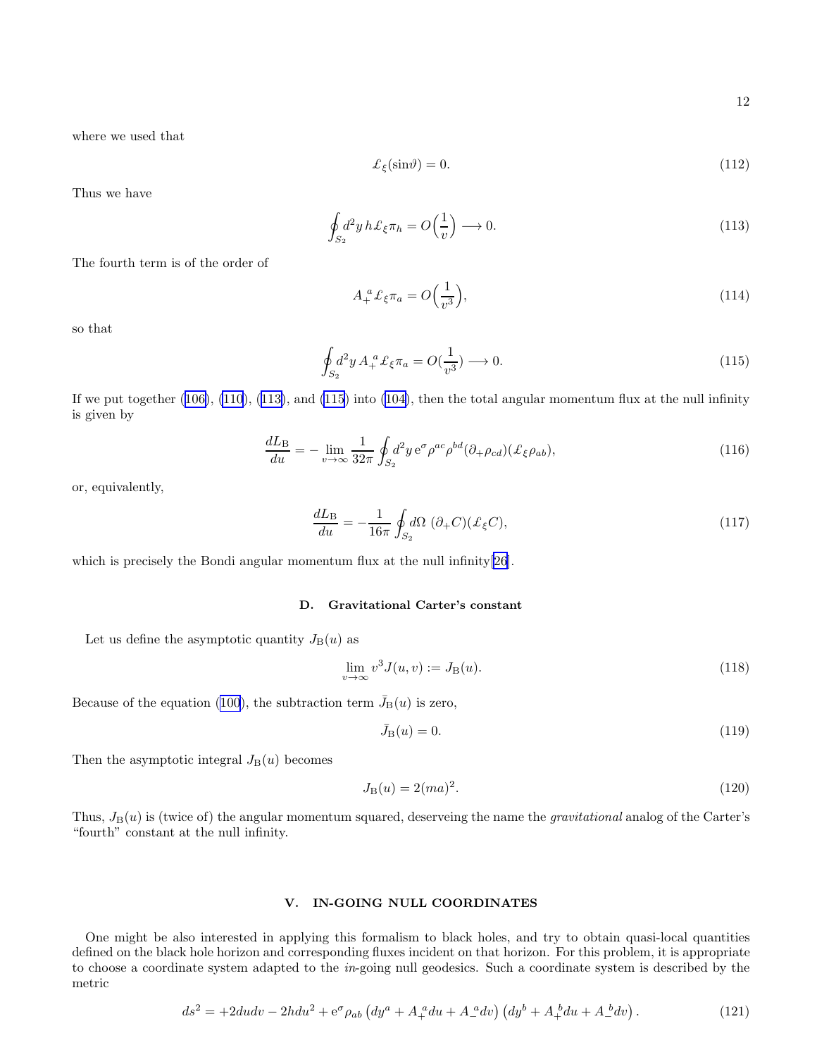where we used that

$$\pounds_\xi (\sin\vartheta) = 0. \tag{112}$$

Thus we have

$$\oint_{S_2} d^2y\, h \pounds_\xi \pi_h = O\Big(\frac{1}{v}\Big) \longrightarrow 0. \tag{113}$$

The fourth term is of the order of

$$A_+^{\ a} \pounds_\xi \pi_a = O\Big(\frac{1}{v^3}\Big), \tag{114}$$

so that

$$\oint_{S_2} d^2y\, A_+^{\ a} \pounds_\xi \pi_a = O(\frac{1}{v^3}) \longrightarrow 0. \tag{115}$$

If we put together (106), (110), (113), and (115) into (104), then the total angular momentum flux at the null infinity is given by

$$\frac{dL_{\rm B}}{du} = -\lim_{v\to\infty} \frac{1}{32\pi} \oint_{S_2} d^2y\, {\rm e}^\sigma \rho^{ac}\rho^{bd}(\partial_+\rho_{cd})(\pounds_\xi \rho_{ab}), \tag{116}$$

or, equivalently,

$$\frac{dL_{\rm B}}{du} = -\frac{1}{16\pi}\oint_{S_2} d\Omega\ (\partial_+ C)(\pounds_\xi C), \tag{117}$$

which is precisely the Bondi angular momentum flux at the null infinity[26].

### D. Gravitational Carter's constant

Let us define the asymptotic quantity $J_{\rm B}(u)$ as

$$\lim_{v\to\infty} v^3 J(u,v) := J_{\rm B}(u). \tag{118}$$

Because of the equation (100), the subtraction term $\bar{J}_{\rm B}(u)$ is zero,

$$\bar{J}_{\rm B}(u) = 0. \tag{119}$$

Then the asymptotic integral $J_{\rm B}(u)$ becomes

$$J_{\rm B}(u) = 2(ma)^2. \tag{120}$$

Thus, $J_{\rm B}(u)$ is (twice of) the angular momentum squared, deserveing the name the *gravitational* analog of the Carter's "fourth" constant at the null infinity.

## V. IN-GOING NULL COORDINATES

One might be also interested in applying this formalism to black holes, and try to obtain quasi-local quantities defined on the black hole horizon and corresponding fluxes incident on that horizon. For this problem, it is appropriate to choose a coordinate system adapted to the *in*-going null geodesics. Such a coordinate system is described by the metric

$$ds^2 = +2dudv - 2hdu^2 + {\rm e}^\sigma \rho_{ab}\left(dy^a + A_+^{\ a}du + A_-^{\ a}dv\right)\left(dy^b + A_+^{\ b}du + A_-^{\ b}dv\right). \tag{121}$$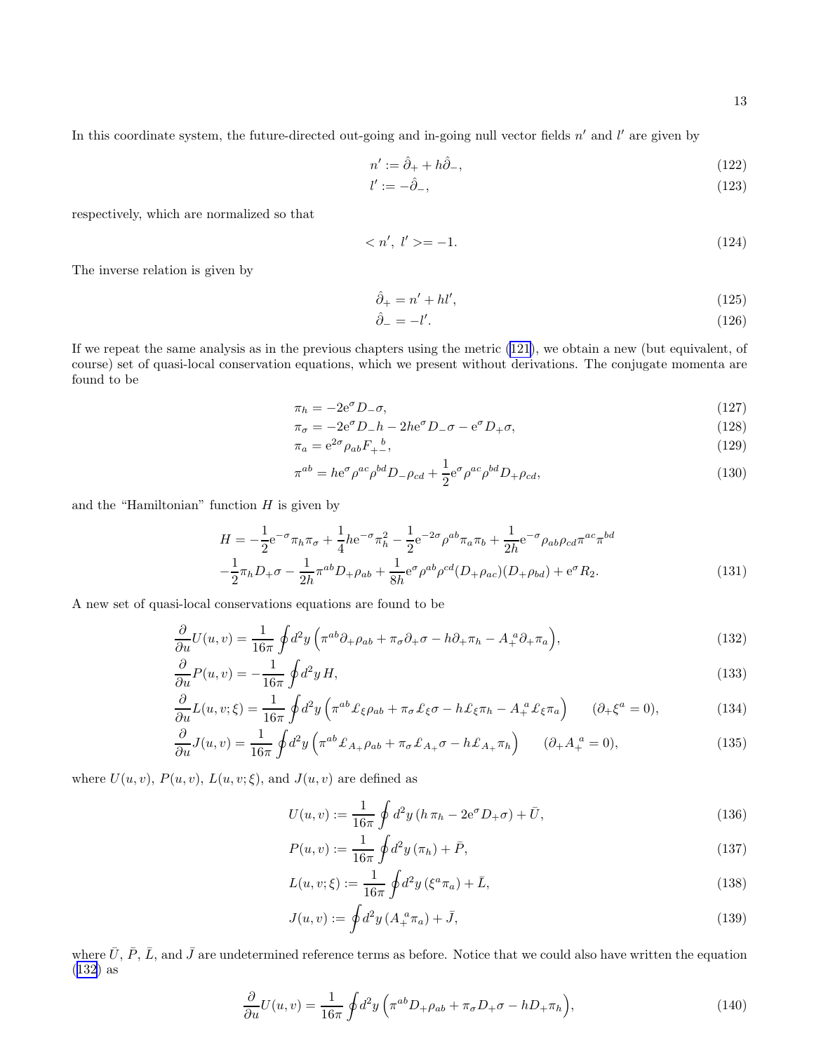In this coordinate system, the future-directed out-going and in-going null vector fields $n'$ and $l'$ are given by

$$n' := \hat{\partial}_+ + h\hat{\partial}_-, \tag{122}$$

$$l' := -\hat{\partial}_-, \tag{123}$$

respectively, which are normalized so that

$$< n',\ l' >= -1. \tag{124}$$

The inverse relation is given by

$$\hat{\partial}_+ = n' + hl', \tag{125}$$

$$\hat{\partial}_- = -l'. \tag{126}$$

If we repeat the same analysis as in the previous chapters using the metric (121), we obtain a new (but equivalent, of course) set of quasi-local conservation equations, which we present without derivations. The conjugate momenta are found to be

$$\pi_h = -2\mathrm{e}^{\sigma} D_-\sigma, \tag{127}$$

$$\pi_\sigma = -2\mathrm{e}^{\sigma} D_- h - 2h\mathrm{e}^{\sigma} D_-\sigma - \mathrm{e}^{\sigma} D_+\sigma, \tag{128}$$

$$\pi_a = \mathrm{e}^{2\sigma}\rho_{ab} F_{+-}{}^{b}, \tag{129}$$

$$\pi^{ab} = h\mathrm{e}^{\sigma}\rho^{ac}\rho^{bd} D_-\rho_{cd} + \frac{1}{2}\mathrm{e}^{\sigma}\rho^{ac}\rho^{bd} D_+\rho_{cd}, \tag{130}$$

and the "Hamiltonian" function $H$ is given by

$$\begin{aligned} H = &-\frac{1}{2}\mathrm{e}^{-\sigma}\pi_h\pi_\sigma + \frac{1}{4}h\mathrm{e}^{-\sigma}\pi_h^2 - \frac{1}{2}\mathrm{e}^{-2\sigma}\rho^{ab}\pi_a\pi_b + \frac{1}{2h}\mathrm{e}^{-\sigma}\rho_{ab}\rho_{cd}\pi^{ac}\pi^{bd} \\ &-\frac{1}{2}\pi_h D_+\sigma - \frac{1}{2h}\pi^{ab} D_+\rho_{ab} + \frac{1}{8h}\mathrm{e}^{\sigma}\rho^{ab}\rho^{cd}(D_+\rho_{ac})(D_+\rho_{bd}) + \mathrm{e}^{\sigma} R_2. \end{aligned} \tag{131}$$

A new set of quasi-local conservations equations are found to be

$$\frac{\partial}{\partial u} U(u,v) = \frac{1}{16\pi}\oint d^2y \left(\pi^{ab}\partial_+\rho_{ab} + \pi_\sigma\partial_+\sigma - h\partial_+\pi_h - A_+{}^{a}\partial_+\pi_a\right), \tag{132}$$

$$\frac{\partial}{\partial u} P(u,v) = -\frac{1}{16\pi}\oint d^2y\, H, \tag{133}$$

$$\frac{\partial}{\partial u} L(u,v;\xi) = \frac{1}{16\pi}\oint d^2y \left(\pi^{ab}\pounds_\xi\rho_{ab} + \pi_\sigma\pounds_\xi\sigma - h\pounds_\xi\pi_h - A_+{}^{a}\pounds_\xi\pi_a\right) \qquad (\partial_+\xi^a = 0), \tag{134}$$

$$\frac{\partial}{\partial u} J(u,v) = \frac{1}{16\pi}\oint d^2y \left(\pi^{ab}\pounds_{A_+}\rho_{ab} + \pi_\sigma\pounds_{A_+}\sigma - h\pounds_{A_+}\pi_h\right) \qquad (\partial_+ A_+{}^{a} = 0), \tag{135}$$

where $U(u,v)$, $P(u,v)$, $L(u,v;\xi)$, and $J(u,v)$ are defined as

$$U(u,v) := \frac{1}{16\pi}\oint d^2y\, (h\,\pi_h - 2\mathrm{e}^{\sigma} D_+\sigma) + \bar{U}, \tag{136}$$

$$P(u,v) := \frac{1}{16\pi}\oint d^2y\, (\pi_h) + \bar{P}, \tag{137}$$

$$L(u,v;\xi) := \frac{1}{16\pi}\oint d^2y\, (\xi^a\pi_a) + \bar{L}, \tag{138}$$

$$J(u,v) := \oint d^2y\, (A_+{}^{a}\pi_a) + \bar{J}, \tag{139}$$

where $\bar{U}$, $\bar{P}$, $\bar{L}$, and $\bar{J}$ are undetermined reference terms as before. Notice that we could also have written the equation (132) as

$$\frac{\partial}{\partial u} U(u,v) = \frac{1}{16\pi}\oint d^2y \left(\pi^{ab} D_+\rho_{ab} + \pi_\sigma D_+\sigma - hD_+\pi_h\right), \tag{140}$$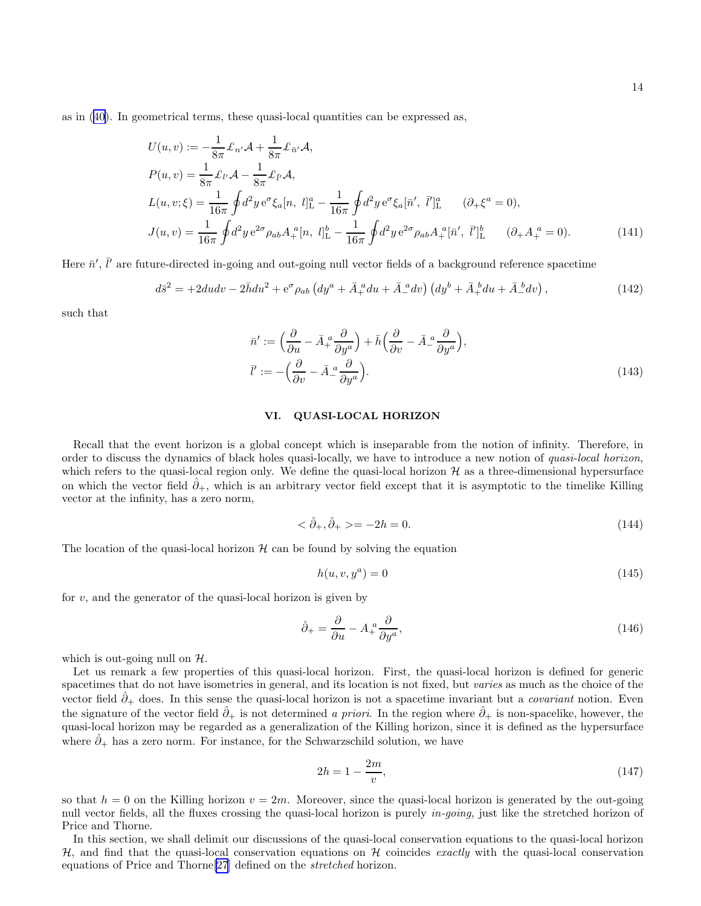as in (40). In geometrical terms, these quasi-local quantities can be expressed as,

$$
\begin{aligned}
&U(u,v) := -\frac{1}{8\pi}\pounds_{n'}\mathcal{A} + \frac{1}{8\pi}\pounds_{\bar{n}'}\mathcal{A},\\
&P(u,v) = \frac{1}{8\pi}\pounds_{l'}\mathcal{A} - \frac{1}{8\pi}\pounds_{\bar{l}'}\mathcal{A},\\
&L(u,v;\xi) = \frac{1}{16\pi}\oint d^2y\, \mathrm{e}^{\sigma}\xi_a [n,\ l]^a_{\rm L} - \frac{1}{16\pi}\oint d^2y\, \mathrm{e}^{\sigma}\xi_a [\bar{n}',\ \bar{l}']^a_{\rm L} \qquad (\partial_+\xi^a = 0),\\
&J(u,v) = \frac{1}{16\pi}\oint d^2y\, \mathrm{e}^{2\sigma}\rho_{ab}A_+^{\ a}[n,\ l]^b_{\rm L} - \frac{1}{16\pi}\oint d^2y\, \mathrm{e}^{2\sigma}\rho_{ab}A_+^{\ a}[\bar{n}',\ \bar{l}']^b_{\rm L} \qquad (\partial_+ A_+^{\ a} = 0).
\end{aligned}
\tag{141}
$$

Here $\bar{n}'$, $\bar{l}'$ are future-directed in-going and out-going null vector fields of a background reference spacetime

$$
d\bar{s}^2 = +2dudv - 2\bar{h}du^2 + \mathrm{e}^{\sigma}\rho_{ab}\left(dy^a + \bar{A}_+^{\ a}du + \bar{A}_-^{\ a}dv\right)\left(dy^b + \bar{A}_+^{\ b}du + \bar{A}_-^{\ b}dv\right), \tag{142}
$$

such that

$$
\begin{aligned}
&\bar{n}' := \Big(\frac{\partial}{\partial u} - \bar{A}_+^{\ a}\frac{\partial}{\partial y^a}\Big) + \bar{h}\Big(\frac{\partial}{\partial v} - \bar{A}_-^{\ a}\frac{\partial}{\partial y^a}\Big),\\
&\bar{l}' := -\Big(\frac{\partial}{\partial v} - \bar{A}_-^{\ a}\frac{\partial}{\partial y^a}\Big).
\end{aligned}
\tag{143}
$$

## VI. QUASI-LOCAL HORIZON

Recall that the event horizon is a global concept which is inseparable from the notion of infinity. Therefore, in order to discuss the dynamics of black holes quasi-locally, we have to introduce a new notion of *quasi-local horizon*, which refers to the quasi-local region only. We define the quasi-local horizon $\mathcal{H}$ as a three-dimensional hypersurface on which the vector field $\hat{\partial}_+$, which is an arbitrary vector field except that it is asymptotic to the timelike Killing vector at the infinity, has a zero norm,

$$
<\hat{\partial}_+, \hat{\partial}_+> = -2h = 0. \tag{144}
$$

The location of the quasi-local horizon $\mathcal{H}$ can be found by solving the equation

$$
h(u,v,y^a) = 0 \tag{145}
$$

for $v$, and the generator of the quasi-local horizon is given by

$$
\hat{\partial}_+ = \frac{\partial}{\partial u} - A_+^{\ a}\frac{\partial}{\partial y^a}, \tag{146}
$$

which is out-going null on $\mathcal{H}$.

Let us remark a few properties of this quasi-local horizon. First, the quasi-local horizon is defined for generic spacetimes that do not have isometries in general, and its location is not fixed, but *varies* as much as the choice of the vector field $\hat{\partial}_+$ does. In this sense the quasi-local horizon is not a spacetime invariant but a *covariant* notion. Even the signature of the vector field $\hat{\partial}_+$ is not determined *a priori*. In the region where $\hat{\partial}_+$ is non-spacelike, however, the quasi-local horizon may be regarded as a generalization of the Killing horizon, since it is defined as the hypersurface where $\hat{\partial}_+$ has a zero norm. For instance, for the Schwarzschild solution, we have

$$
2h = 1 - \frac{2m}{v}, \tag{147}
$$

so that $h = 0$ on the Killing horizon $v = 2m$. Moreover, since the quasi-local horizon is generated by the out-going null vector fields, all the fluxes crossing the quasi-local horizon is purely *in-going*, just like the stretched horizon of Price and Thorne.

In this section, we shall delimit our discussions of the quasi-local conservation equations to the quasi-local horizon $\mathcal{H}$, and find that the quasi-local conservation equations on $\mathcal{H}$ coincides *exactly* with the quasi-local conservation equations of Price and Thorne[27] defined on the *stretched* horizon.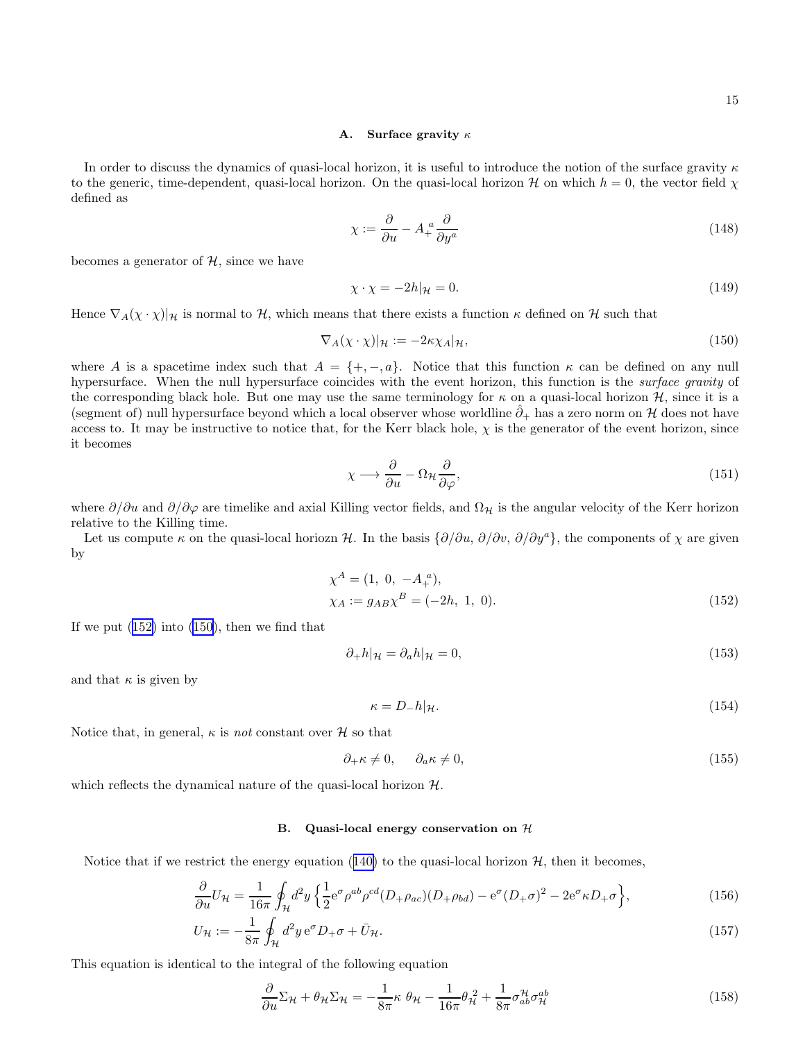### A. Surface gravity $\kappa$

In order to discuss the dynamics of quasi-local horizon, it is useful to introduce the notion of the surface gravity $\kappa$ to the generic, time-dependent, quasi-local horizon. On the quasi-local horizon $\mathcal{H}$ on which $h = 0$, the vector field $\chi$ defined as

$$\chi := \frac{\partial}{\partial u} - A_+^{\ a}\frac{\partial}{\partial y^a} \tag{148}$$

becomes a generator of $\mathcal{H}$, since we have

$$\chi \cdot \chi = -2h|_{\mathcal{H}} = 0. \tag{149}$$

Hence $\nabla_A(\chi \cdot \chi)|_{\mathcal{H}}$ is normal to $\mathcal{H}$, which means that there exists a function $\kappa$ defined on $\mathcal{H}$ such that

$$\nabla_A(\chi \cdot \chi)|_{\mathcal{H}} := -2\kappa \chi_A|_{\mathcal{H}}, \tag{150}$$

where $A$ is a spacetime index such that $A = \{+, -, a\}$. Notice that this function $\kappa$ can be defined on any null hypersurface. When the null hypersurface coincides with the event horizon, this function is the *surface gravity* of the corresponding black hole. But one may use the same terminology for $\kappa$ on a quasi-local horizon $\mathcal{H}$, since it is a (segment of) null hypersurface beyond which a local observer whose worldline $\hat{\partial}_+$ has a zero norm on $\mathcal{H}$ does not have access to. It may be instructive to notice that, for the Kerr black hole, $\chi$ is the generator of the event horizon, since it becomes

$$\chi \longrightarrow \frac{\partial}{\partial u} - \Omega_{\mathcal{H}}\frac{\partial}{\partial \varphi}, \tag{151}$$

where $\partial/\partial u$ and $\partial/\partial\varphi$ are timelike and axial Killing vector fields, and $\Omega_{\mathcal{H}}$ is the angular velocity of the Kerr horizon relative to the Killing time.

Let us compute $\kappa$ on the quasi-local horiozn $\mathcal{H}$. In the basis $\{\partial/\partial u,\ \partial/\partial v,\ \partial/\partial y^a\}$, the components of $\chi$ are given by

$$\begin{aligned}
&\chi^A = (1,\ 0,\ -A_+^{\ a}), \\
&\chi_A := g_{AB}\chi^B = (-2h,\ 1,\ 0).
\end{aligned} \tag{152}$$

If we put (152) into (150), then we find that

$$\partial_+ h|_{\mathcal{H}} = \partial_a h|_{\mathcal{H}} = 0, \tag{153}$$

and that $\kappa$ is given by

$$\kappa = D_- h|_{\mathcal{H}}. \tag{154}$$

Notice that, in general, $\kappa$ is *not* constant over $\mathcal{H}$ so that

$$\partial_+\kappa \neq 0, \qquad \partial_a\kappa \neq 0, \tag{155}$$

which reflects the dynamical nature of the quasi-local horizon $\mathcal{H}$.

### B. Quasi-local energy conservation on $\mathcal{H}$

Notice that if we restrict the energy equation (140) to the quasi-local horizon $\mathcal{H}$, then it becomes,

$$\frac{\partial}{\partial u}U_{\mathcal{H}} = \frac{1}{16\pi}\oint_{\mathcal{H}} d^2y\, \Big\{\frac{1}{2}\mathrm{e}^{\sigma}\rho^{ab}\rho^{cd}(D_+\rho_{ac})(D_+\rho_{bd}) - \mathrm{e}^{\sigma}(D_+\sigma)^2 - 2\mathrm{e}^{\sigma}\kappa D_+\sigma\Big\}, \tag{156}$$

$$U_{\mathcal{H}} := -\frac{1}{8\pi}\oint_{\mathcal{H}} d^2y\, \mathrm{e}^{\sigma} D_+\sigma + \bar{U}_{\mathcal{H}}. \tag{157}$$

This equation is identical to the integral of the following equation

$$\frac{\partial}{\partial u}\Sigma_{\mathcal{H}} + \theta_{\mathcal{H}}\Sigma_{\mathcal{H}} = -\frac{1}{8\pi}\kappa\ \theta_{\mathcal{H}} - \frac{1}{16\pi}\theta_{\mathcal{H}}^{\,2} + \frac{1}{8\pi}\sigma_{ab}^{\mathcal{H}}\sigma_{\mathcal{H}}^{ab} \tag{158}$$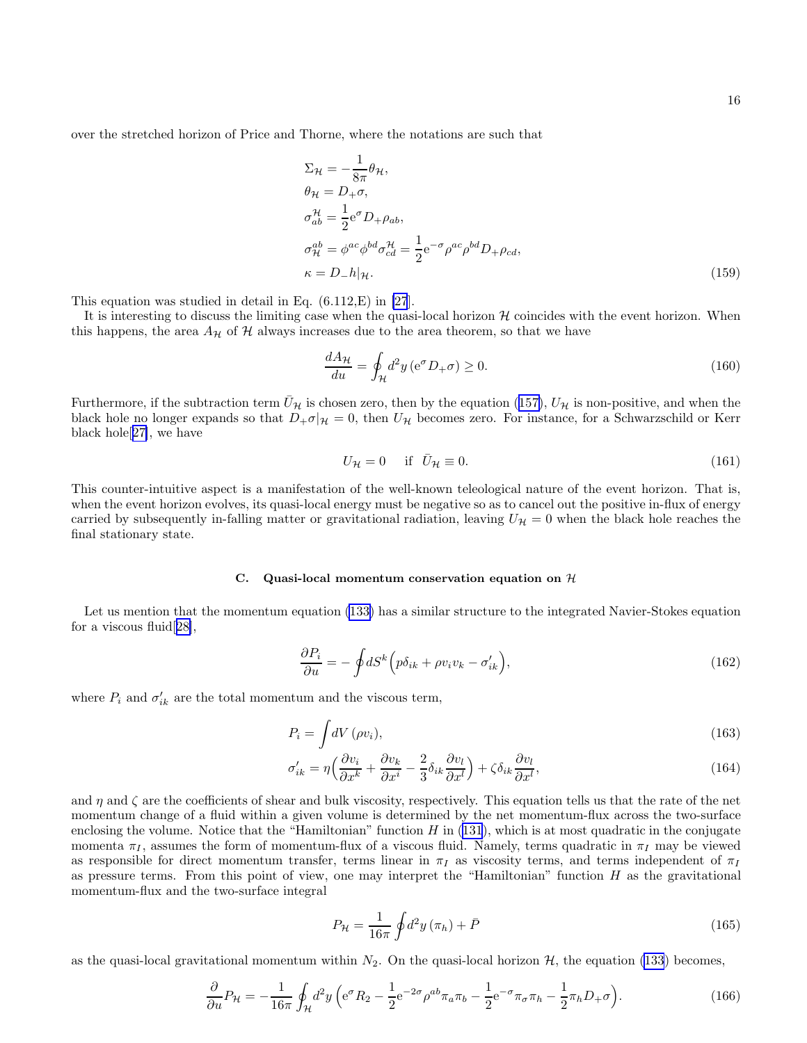over the stretched horizon of Price and Thorne, where the notations are such that

$$
\begin{aligned}
&\Sigma_{\mathcal{H}} = -\frac{1}{8\pi}\theta_{\mathcal{H}},\\
&\theta_{\mathcal{H}} = D_{+}\sigma,\\
&\sigma^{\mathcal{H}}_{ab} = \frac{1}{2}\mathrm{e}^{\sigma} D_{+}\rho_{ab},\\
&\sigma^{ab}_{\mathcal{H}} = \phi^{ac}\phi^{bd}\sigma^{\mathcal{H}}_{cd} = \frac{1}{2}\mathrm{e}^{-\sigma}\rho^{ac}\rho^{bd}D_{+}\rho_{cd},\\
&\kappa = D_{-}h|_{\mathcal{H}}.
\end{aligned} \tag{159}
$$

This equation was studied in detail in Eq. (6.112,E) in [27].

It is interesting to discuss the limiting case when the quasi-local horizon $\mathcal{H}$ coincides with the event horizon. When this happens, the area $A_{\mathcal{H}}$ of $\mathcal{H}$ always increases due to the area theorem, so that we have

$$
\frac{dA_{\mathcal{H}}}{du} = \oint_{\mathcal{H}} d^2y\,(\mathrm{e}^{\sigma}D_{+}\sigma) \geq 0. \tag{160}
$$

Furthermore, if the subtraction term $\bar{U}_{\mathcal{H}}$ is chosen zero, then by the equation (157), $U_{\mathcal{H}}$ is non-positive, and when the black hole no longer expands so that $D_{+}\sigma|_{\mathcal{H}} = 0$, then $U_{\mathcal{H}}$ becomes zero. For instance, for a Schwarzschild or Kerr black hole[27], we have

$$
U_{\mathcal{H}} = 0 \quad \text{ if } \;\bar{U}_{\mathcal{H}} \equiv 0. \tag{161}
$$

This counter-intuitive aspect is a manifestation of the well-known teleological nature of the event horizon. That is, when the event horizon evolves, its quasi-local energy must be negative so as to cancel out the positive in-flux of energy carried by subsequently in-falling matter or gravitational radiation, leaving $U_{\mathcal{H}} = 0$ when the black hole reaches the final stationary state.

### C. Quasi-local momentum conservation equation on $\mathcal{H}$

Let us mention that the momentum equation (133) has a similar structure to the integrated Navier-Stokes equation for a viscous fluid[28],

$$
\frac{\partial P_i}{\partial u} = -\oint dS^k\Big(p\delta_{ik} + \rho v_i v_k - \sigma'_{ik}\Big), \tag{162}
$$

where $P_i$ and $\sigma'_{ik}$ are the total momentum and the viscous term,

$$
P_i = \int dV\,(\rho v_i), \tag{163}
$$

$$
\sigma'_{ik} = \eta\Big(\frac{\partial v_i}{\partial x^k} + \frac{\partial v_k}{\partial x^i} - \frac{2}{3}\delta_{ik}\frac{\partial v_l}{\partial x^l}\Big) + \zeta\delta_{ik}\frac{\partial v_l}{\partial x^l}, \tag{164}
$$

and $\eta$ and $\zeta$ are the coefficients of shear and bulk viscosity, respectively. This equation tells us that the rate of the net momentum change of a fluid within a given volume is determined by the net momentum-flux across the two-surface enclosing the volume. Notice that the "Hamiltonian" function $H$ in (131), which is at most quadratic in the conjugate momenta $\pi_I$, assumes the form of momentum-flux of a viscous fluid. Namely, terms quadratic in $\pi_I$ may be viewed as responsible for direct momentum transfer, terms linear in $\pi_I$ as viscosity terms, and terms independent of $\pi_I$ as pressure terms. From this point of view, one may interpret the "Hamiltonian" function $H$ as the gravitational momentum-flux and the two-surface integral

$$
P_{\mathcal{H}} = \frac{1}{16\pi}\oint d^2y\,(\pi_h) + \bar{P} \tag{165}
$$

as the quasi-local gravitational momentum within $N_2$. On the quasi-local horizon $\mathcal{H}$, the equation (133) becomes,

$$
\frac{\partial}{\partial u}P_{\mathcal{H}} = -\frac{1}{16\pi}\oint_{\mathcal{H}} d^2y\,\Big(\mathrm{e}^{\sigma}R_2 - \frac{1}{2}\mathrm{e}^{-2\sigma}\rho^{ab}\pi_a\pi_b - \frac{1}{2}\mathrm{e}^{-\sigma}\pi_\sigma\pi_h - \frac{1}{2}\pi_h D_{+}\sigma\Big). \tag{166}
$$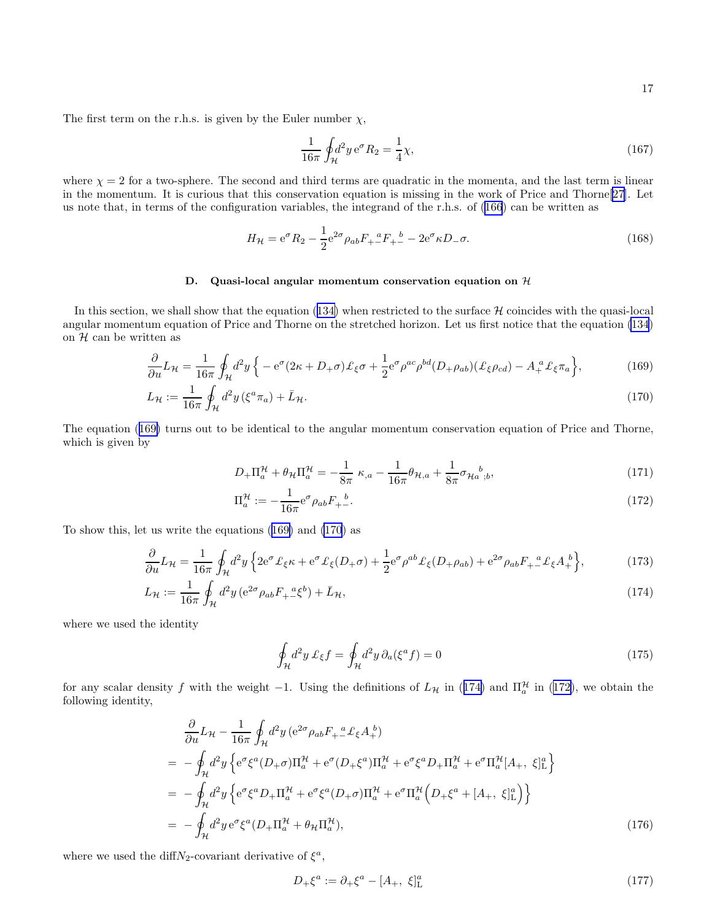The first term on the r.h.s. is given by the Euler number $\chi$,

$$\frac{1}{16\pi}\oint_{\mathcal{H}} d^2y\, \mathrm{e}^{\sigma} R_2 = \frac{1}{4}\chi, \tag{167}$$

where $\chi = 2$ for a two-sphere. The second and third terms are quadratic in the momenta, and the last term is linear in the momentum. It is curious that this conservation equation is missing in the work of Price and Thorne[27]. Let us note that, in terms of the configuration variables, the integrand of the r.h.s. of (166) can be written as

$$H_{\mathcal{H}} = \mathrm{e}^{\sigma} R_2 - \frac{1}{2}\mathrm{e}^{2\sigma}\rho_{ab} F_{+-}{}^{a} F_{+-}{}^{b} - 2\mathrm{e}^{\sigma}\kappa D_{-}\sigma. \tag{168}$$

### D. Quasi-local angular momentum conservation equation on $\mathcal{H}$

In this section, we shall show that the equation (134) when restricted to the surface $\mathcal{H}$ coincides with the quasi-local angular momentum equation of Price and Thorne on the stretched horizon. Let us first notice that the equation (134) on $\mathcal{H}$ can be written as

$$\frac{\partial}{\partial u} L_{\mathcal{H}} = \frac{1}{16\pi}\oint_{\mathcal{H}} d^2y \Big\{ -\mathrm{e}^{\sigma}(2\kappa + D_{+}\sigma)\pounds_{\xi}\sigma + \frac{1}{2}\mathrm{e}^{\sigma}\rho^{ac}\rho^{bd}(D_{+}\rho_{ab})(\pounds_{\xi}\rho_{cd}) - A_{+}{}^{a}\pounds_{\xi}\pi_{a}\Big\}, \tag{169}$$

$$L_{\mathcal{H}} := \frac{1}{16\pi}\oint_{\mathcal{H}} d^2y\,(\xi^a\pi_a) + \bar{L}_{\mathcal{H}}. \tag{170}$$

The equation (169) turns out to be identical to the angular momentum conservation equation of Price and Thorne, which is given by

$$D_{+}\Pi_a^{\mathcal{H}} + \theta_{\mathcal{H}}\Pi_a^{\mathcal{H}} = -\frac{1}{8\pi}\,\kappa_{,a} - \frac{1}{16\pi}\theta_{\mathcal{H},a} + \frac{1}{8\pi}\sigma_{\mathcal{H}a}{}^{b}{}_{;b}, \tag{171}$$

$$\Pi_a^{\mathcal{H}} := -\frac{1}{16\pi}\mathrm{e}^{\sigma}\rho_{ab}F_{+-}{}^{b}. \tag{172}$$

To show this, let us write the equations (169) and (170) as

$$\frac{\partial}{\partial u} L_{\mathcal{H}} = \frac{1}{16\pi}\oint_{\mathcal{H}} d^2y \Big\{ 2\mathrm{e}^{\sigma}\pounds_{\xi}\kappa + \mathrm{e}^{\sigma}\pounds_{\xi}(D_{+}\sigma) + \frac{1}{2}\mathrm{e}^{\sigma}\rho^{ab}\pounds_{\xi}(D_{+}\rho_{ab}) + \mathrm{e}^{2\sigma}\rho_{ab}F_{+-}{}^{a}\pounds_{\xi}A_{+}{}^{b}\Big\}, \tag{173}$$

$$L_{\mathcal{H}} := \frac{1}{16\pi}\oint_{\mathcal{H}} d^2y\,(\mathrm{e}^{2\sigma}\rho_{ab}F_{+-}{}^{a}\xi^{b}) + \bar{L}_{\mathcal{H}}, \tag{174}$$

where we used the identity

$$\oint_{\mathcal{H}} d^2y\,\pounds_{\xi} f = \oint_{\mathcal{H}} d^2y\,\partial_a(\xi^a f) = 0 \tag{175}$$

for any scalar density $f$ with the weight $-1$. Using the definitions of $L_{\mathcal{H}}$ in (174) and $\Pi_a^{\mathcal{H}}$ in (172), we obtain the following identity,

$$\begin{aligned}
&\frac{\partial}{\partial u} L_{\mathcal{H}} - \frac{1}{16\pi}\oint_{\mathcal{H}} d^2y\,(\mathrm{e}^{2\sigma}\rho_{ab}F_{+-}{}^{a}\pounds_{\xi}A_{+}{}^{b}) \\
&= -\oint_{\mathcal{H}} d^2y \Big\{ \mathrm{e}^{\sigma}\xi^a(D_{+}\sigma)\Pi_a^{\mathcal{H}} + \mathrm{e}^{\sigma}(D_{+}\xi^a)\Pi_a^{\mathcal{H}} + \mathrm{e}^{\sigma}\xi^a D_{+}\Pi_a^{\mathcal{H}} + \mathrm{e}^{\sigma}\Pi_a^{\mathcal{H}}[A_{+},\ \xi]_{\mathrm{L}}^{a}\Big\} \\
&= -\oint_{\mathcal{H}} d^2y \Big\{ \mathrm{e}^{\sigma}\xi^a D_{+}\Pi_a^{\mathcal{H}} + \mathrm{e}^{\sigma}\xi^a(D_{+}\sigma)\Pi_a^{\mathcal{H}} + \mathrm{e}^{\sigma}\Pi_a^{\mathcal{H}}\Big(D_{+}\xi^a + [A_{+},\ \xi]_{\mathrm{L}}^{a}\Big)\Big\} \\
&= -\oint_{\mathcal{H}} d^2y\,\mathrm{e}^{\sigma}\xi^a(D_{+}\Pi_a^{\mathcal{H}} + \theta_{\mathcal{H}}\Pi_a^{\mathcal{H}}),
\end{aligned} \tag{176}$$

where we used the diff$N_2$-covariant derivative of $\xi^a$,

$$D_{+}\xi^a := \partial_{+}\xi^a - [A_{+},\ \xi]_{\mathrm{L}}^{a} \tag{177}$$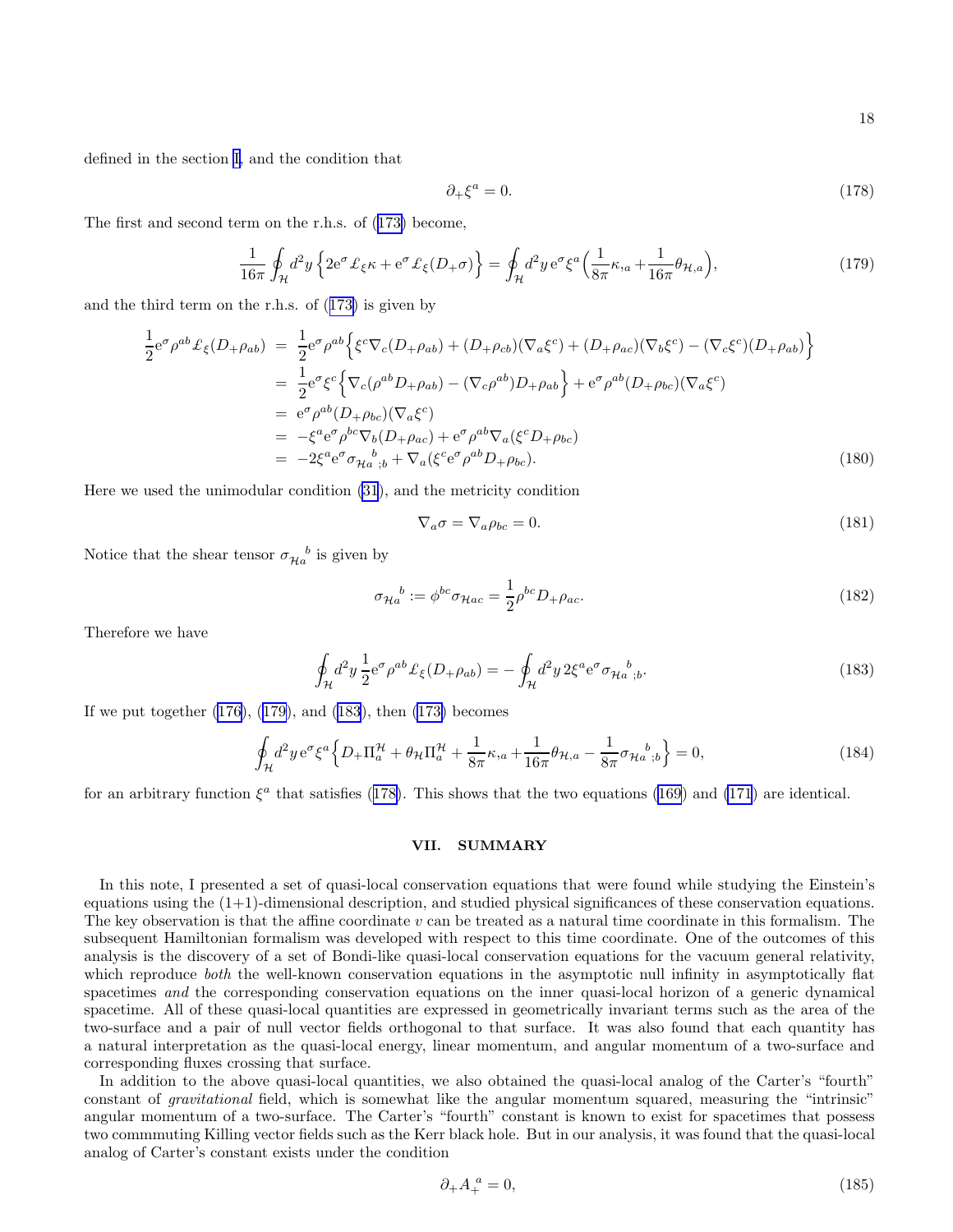defined in the section I, and the condition that

$$
\partial_+ \xi^a = 0. \tag{178}
$$

The first and second term on the r.h.s. of (173) become,

$$
\frac{1}{16\pi}\oint_{\mathcal{H}} d^2y \Big\{ 2\mathrm{e}^\sigma \pounds_\xi \kappa + \mathrm{e}^\sigma \pounds_\xi (D_+\sigma) \Big\} = \oint_{\mathcal{H}} d^2y \, \mathrm{e}^\sigma \xi^a \Big( \frac{1}{8\pi}\kappa_{,a} + \frac{1}{16\pi}\theta_{\mathcal{H},a} \Big), \tag{179}
$$

and the third term on the r.h.s. of (173) is given by

$$
\begin{aligned}
\frac{1}{2}\mathrm{e}^\sigma \rho^{ab} \pounds_\xi (D_+\rho_{ab}) &= \frac{1}{2}\mathrm{e}^\sigma \rho^{ab} \Big\{ \xi^c \nabla_c (D_+\rho_{ab}) + (D_+\rho_{cb})(\nabla_a \xi^c) + (D_+\rho_{ac})(\nabla_b \xi^c) - (\nabla_c \xi^c)(D_+\rho_{ab}) \Big\} \\
&= \frac{1}{2}\mathrm{e}^\sigma \xi^c \Big\{ \nabla_c (\rho^{ab} D_+\rho_{ab}) - (\nabla_c \rho^{ab}) D_+\rho_{ab} \Big\} + \mathrm{e}^\sigma \rho^{ab} (D_+\rho_{bc})(\nabla_a \xi^c) \\
&= \mathrm{e}^\sigma \rho^{ab} (D_+\rho_{bc})(\nabla_a \xi^c) \\
&= -\xi^a \mathrm{e}^\sigma \rho^{bc} \nabla_b (D_+\rho_{ac}) + \mathrm{e}^\sigma \rho^{ab} \nabla_a (\xi^c D_+\rho_{bc}) \\
&= -2\xi^a \mathrm{e}^\sigma \sigma_{\mathcal{H}a}{}^{b}{}_{;b} + \nabla_a (\xi^c \mathrm{e}^\sigma \rho^{ab} D_+\rho_{bc}).
\end{aligned} \tag{180}
$$

Here we used the unimodular condition (31), and the metricity condition

$$
\nabla_a \sigma = \nabla_a \rho_{bc} = 0. \tag{181}
$$

Notice that the shear tensor $\sigma_{\mathcal{H}a}{}^{b}$ is given by

$$
\sigma_{\mathcal{H}a}{}^{b} := \phi^{bc}\sigma_{\mathcal{H}ac} = \frac{1}{2}\rho^{bc} D_+\rho_{ac}. \tag{182}
$$

Therefore we have

$$
\oint_{\mathcal{H}} d^2y \, \frac{1}{2}\mathrm{e}^\sigma \rho^{ab} \pounds_\xi (D_+\rho_{ab}) = -\oint_{\mathcal{H}} d^2y \, 2\xi^a \mathrm{e}^\sigma \sigma_{\mathcal{H}a}{}^{b}{}_{;b}. \tag{183}
$$

If we put together (176), (179), and (183), then (173) becomes

$$
\oint_{\mathcal{H}} d^2y \, \mathrm{e}^\sigma \xi^a \Big\{ D_+ \Pi_a^{\mathcal{H}} + \theta_{\mathcal{H}} \Pi_a^{\mathcal{H}} + \frac{1}{8\pi}\kappa_{,a} + \frac{1}{16\pi}\theta_{\mathcal{H},a} - \frac{1}{8\pi}\sigma_{\mathcal{H}a}{}^{b}{}_{;b} \Big\} = 0, \tag{184}
$$

for an arbitrary function $\xi^a$ that satisfies (178). This shows that the two equations (169) and (171) are identical.

## VII. SUMMARY

In this note, I presented a set of quasi-local conservation equations that were found while studying the Einstein's equations using the (1+1)-dimensional description, and studied physical significances of these conservation equations. The key observation is that the affine coordinate $v$ can be treated as a natural time coordinate in this formalism. The subsequent Hamiltonian formalism was developed with respect to this time coordinate. One of the outcomes of this analysis is the discovery of a set of Bondi-like quasi-local conservation equations for the vacuum general relativity, which reproduce *both* the well-known conservation equations in the asymptotic null infinity in asymptotically flat spacetimes *and* the corresponding conservation equations on the inner quasi-local horizon of a generic dynamical spacetime. All of these quasi-local quantities are expressed in geometrically invariant terms such as the area of the two-surface and a pair of null vector fields orthogonal to that surface. It was also found that each quantity has a natural interpretation as the quasi-local energy, linear momentum, and angular momentum of a two-surface and corresponding fluxes crossing that surface.

In addition to the above quasi-local quantities, we also obtained the quasi-local analog of the Carter's "fourth" constant of *gravitational* field, which is somewhat like the angular momentum squared, measuring the "intrinsic" angular momentum of a two-surface. The Carter's "fourth" constant is known to exist for spacetimes that possess two commmuting Killing vector fields such as the Kerr black hole. But in our analysis, it was found that the quasi-local analog of Carter's constant exists under the condition

$$
\partial_+ A_+{}^a = 0, \tag{185}
$$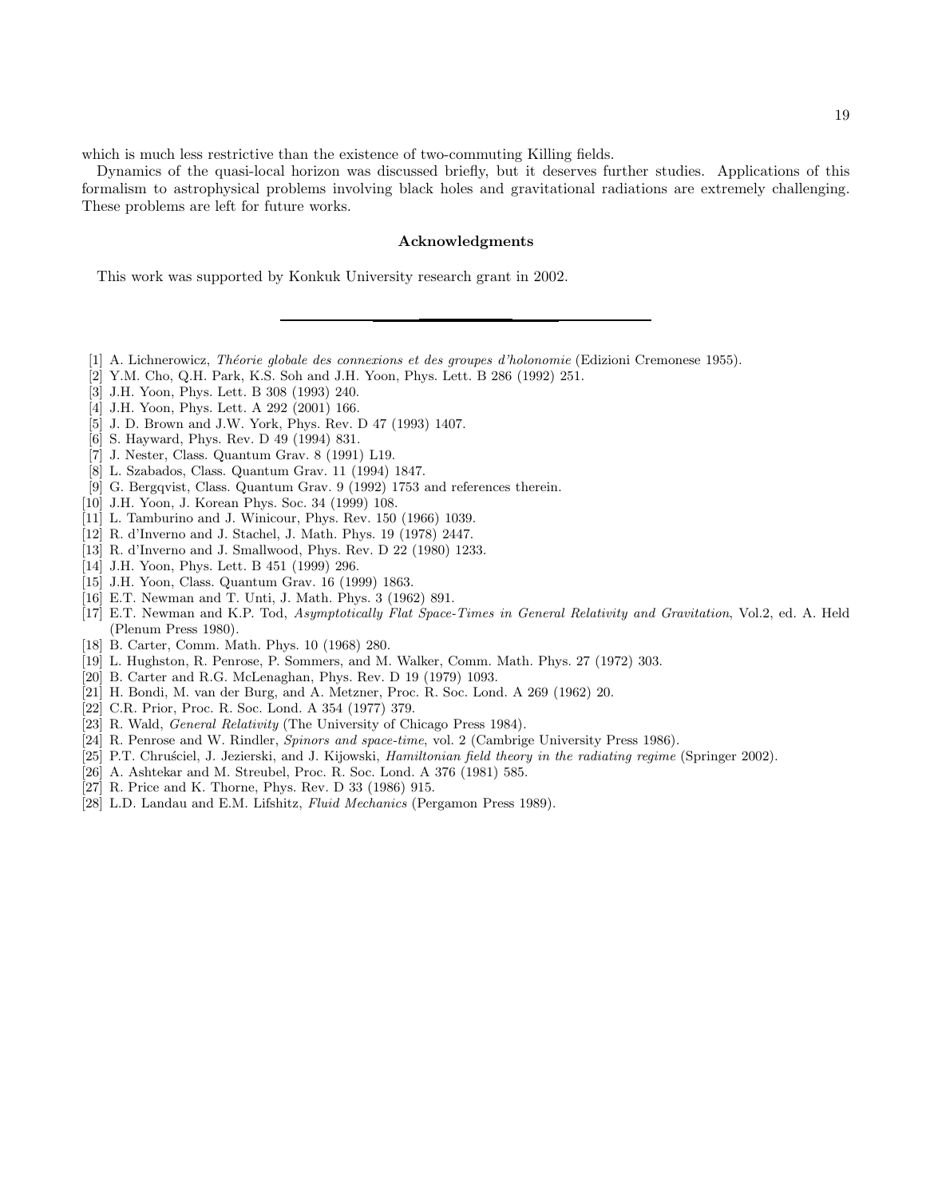which is much less restrictive than the existence of two-commuting Killing fields.

Dynamics of the quasi-local horizon was discussed briefly, but it deserves further studies. Applications of this formalism to astrophysical problems involving black holes and gravitational radiations are extremely challenging. These problems are left for future works.

### Acknowledgments

This work was supported by Konkuk University research grant in 2002.

---

[1] A. Lichnerowicz, *Théorie globale des connexions et des groupes d'holonomie* (Edizioni Cremonese 1955).
[2] Y.M. Cho, Q.H. Park, K.S. Soh and J.H. Yoon, Phys. Lett. B 286 (1992) 251.
[3] J.H. Yoon, Phys. Lett. B 308 (1993) 240.
[4] J.H. Yoon, Phys. Lett. A 292 (2001) 166.
[5] J. D. Brown and J.W. York, Phys. Rev. D 47 (1993) 1407.
[6] S. Hayward, Phys. Rev. D 49 (1994) 831.
[7] J. Nester, Class. Quantum Grav. 8 (1991) L19.
[8] L. Szabados, Class. Quantum Grav. 11 (1994) 1847.
[9] G. Bergqvist, Class. Quantum Grav. 9 (1992) 1753 and references therein.
[10] J.H. Yoon, J. Korean Phys. Soc. 34 (1999) 108.
[11] L. Tamburino and J. Winicour, Phys. Rev. 150 (1966) 1039.
[12] R. d'Inverno and J. Stachel, J. Math. Phys. 19 (1978) 2447.
[13] R. d'Inverno and J. Smallwood, Phys. Rev. D 22 (1980) 1233.
[14] J.H. Yoon, Phys. Lett. B 451 (1999) 296.
[15] J.H. Yoon, Class. Quantum Grav. 16 (1999) 1863.
[16] E.T. Newman and T. Unti, J. Math. Phys. 3 (1962) 891.
[17] E.T. Newman and K.P. Tod, *Asymptotically Flat Space-Times in General Relativity and Gravitation*, Vol.2, ed. A. Held (Plenum Press 1980).
[18] B. Carter, Comm. Math. Phys. 10 (1968) 280.
[19] L. Hughston, R. Penrose, P. Sommers, and M. Walker, Comm. Math. Phys. 27 (1972) 303.
[20] B. Carter and R.G. McLenaghan, Phys. Rev. D 19 (1979) 1093.
[21] H. Bondi, M. van der Burg, and A. Metzner, Proc. R. Soc. Lond. A 269 (1962) 20.
[22] C.R. Prior, Proc. R. Soc. Lond. A 354 (1977) 379.
[23] R. Wald, *General Relativity* (The University of Chicago Press 1984).
[24] R. Penrose and W. Rindler, *Spinors and space-time*, vol. 2 (Cambrige University Press 1986).
[25] P.T. Chruściel, J. Jezierski, and J. Kijowski, *Hamiltonian field theory in the radiating regime* (Springer 2002).
[26] A. Ashtekar and M. Streubel, Proc. R. Soc. Lond. A 376 (1981) 585.
[27] R. Price and K. Thorne, Phys. Rev. D 33 (1986) 915.
[28] L.D. Landau and E.M. Lifshitz, *Fluid Mechanics* (Pergamon Press 1989).